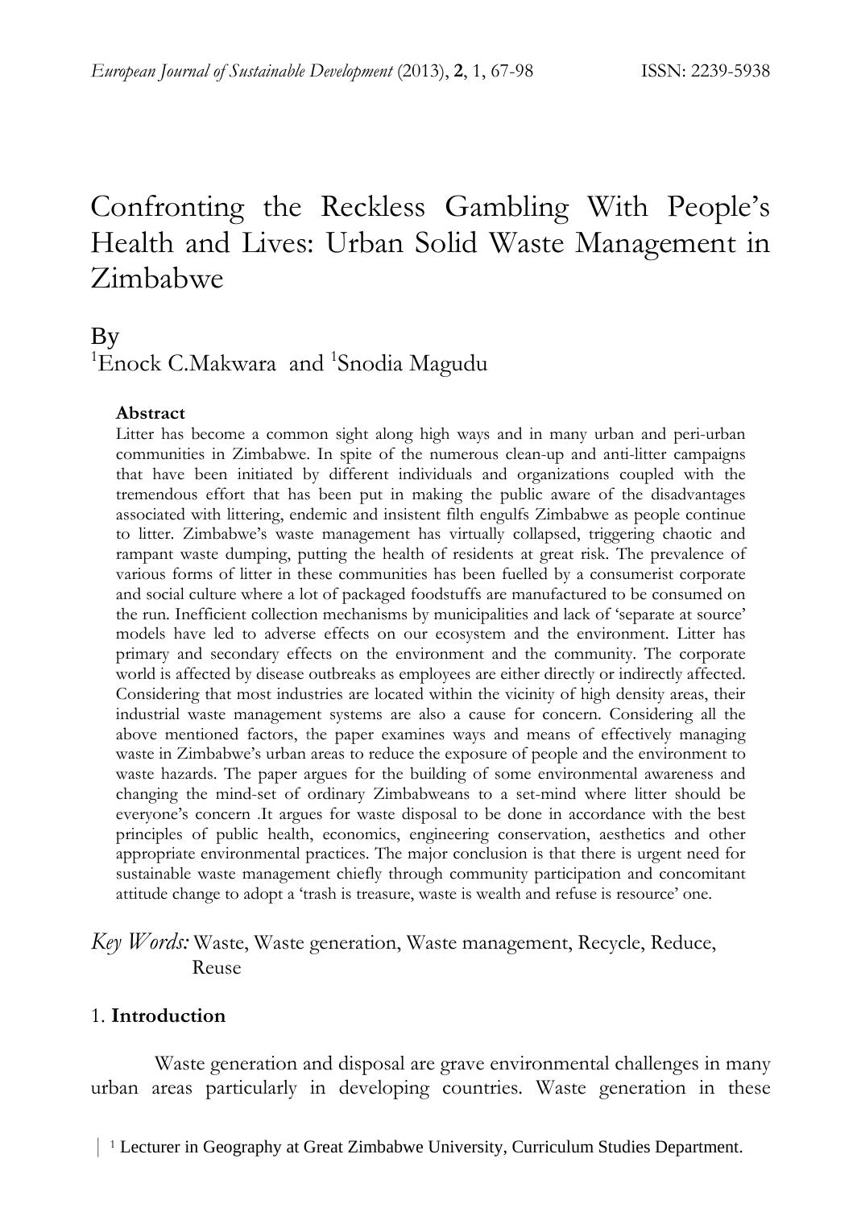# Confronting the Reckless Gambling With People's Health and Lives: Urban Solid Waste Management in Zimbabwe

By
[1]Enock C.Makwara and [1]Snodia Magudu

**Abstract**

Litter has become a common sight along high ways and in many urban and peri-urban communities in Zimbabwe. In spite of the numerous clean-up and anti-litter campaigns that have been initiated by different individuals and organizations coupled with the tremendous effort that has been put in making the public aware of the disadvantages associated with littering, endemic and insistent filth engulfs Zimbabwe as people continue to litter. Zimbabwe's waste management has virtually collapsed, triggering chaotic and rampant waste dumping, putting the health of residents at great risk. The prevalence of various forms of litter in these communities has been fuelled by a consumerist corporate and social culture where a lot of packaged foodstuffs are manufactured to be consumed on the run. Inefficient collection mechanisms by municipalities and lack of 'separate at source' models have led to adverse effects on our ecosystem and the environment. Litter has primary and secondary effects on the environment and the community. The corporate world is affected by disease outbreaks as employees are either directly or indirectly affected. Considering that most industries are located within the vicinity of high density areas, their industrial waste management systems are also a cause for concern. Considering all the above mentioned factors, the paper examines ways and means of effectively managing waste in Zimbabwe's urban areas to reduce the exposure of people and the environment to waste hazards. The paper argues for the building of some environmental awareness and changing the mind-set of ordinary Zimbabweans to a set-mind where litter should be everyone's concern .It argues for waste disposal to be done in accordance with the best principles of public health, economics, engineering conservation, aesthetics and other appropriate environmental practices. The major conclusion is that there is urgent need for sustainable waste management chiefly through community participation and concomitant attitude change to adopt a 'trash is treasure, waste is wealth and refuse is resource' one.

*Key Words:* Waste, Waste generation, Waste management, Recycle, Reduce, Reuse

## 1. **Introduction**

Waste generation and disposal are grave environmental challenges in many urban areas particularly in developing countries. Waste generation in these

[1] Lecturer in Geography at Great Zimbabwe University, Curriculum Studies Department.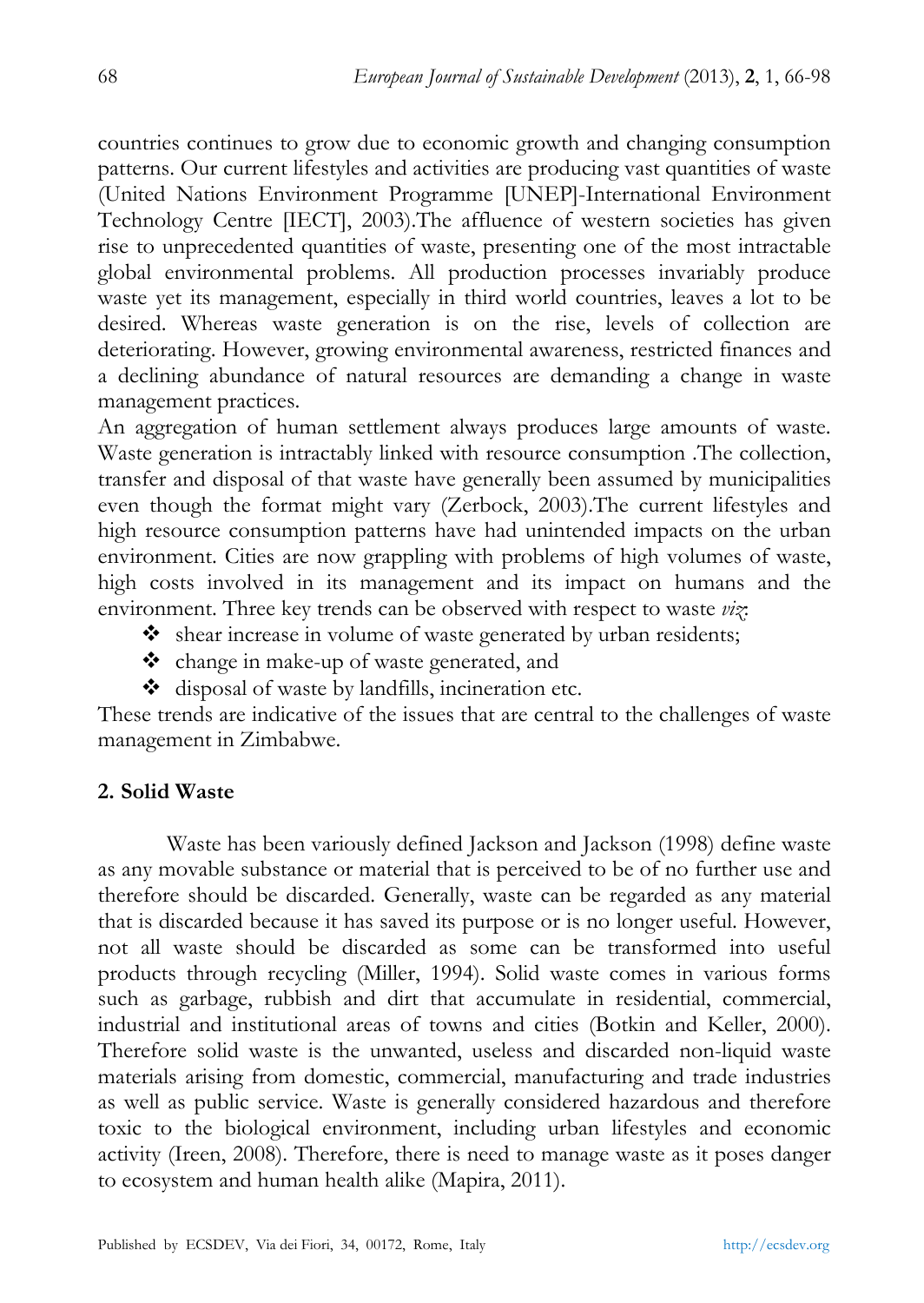countries continues to grow due to economic growth and changing consumption patterns. Our current lifestyles and activities are producing vast quantities of waste (United Nations Environment Programme [UNEP]-International Environment Technology Centre [IECT], 2003).The affluence of western societies has given rise to unprecedented quantities of waste, presenting one of the most intractable global environmental problems. All production processes invariably produce waste yet its management, especially in third world countries, leaves a lot to be desired. Whereas waste generation is on the rise, levels of collection are deteriorating. However, growing environmental awareness, restricted finances and a declining abundance of natural resources are demanding a change in waste management practices.

An aggregation of human settlement always produces large amounts of waste. Waste generation is intractably linked with resource consumption .The collection, transfer and disposal of that waste have generally been assumed by municipalities even though the format might vary (Zerbock, 2003).The current lifestyles and high resource consumption patterns have had unintended impacts on the urban environment. Cities are now grappling with problems of high volumes of waste, high costs involved in its management and its impact on humans and the environment. Three key trends can be observed with respect to waste *viz*:

- shear increase in volume of waste generated by urban residents;
- change in make-up of waste generated, and
- disposal of waste by landfills, incineration etc.

These trends are indicative of the issues that are central to the challenges of waste management in Zimbabwe.

## 2. Solid Waste

Waste has been variously defined Jackson and Jackson (1998) define waste as any movable substance or material that is perceived to be of no further use and therefore should be discarded. Generally, waste can be regarded as any material that is discarded because it has saved its purpose or is no longer useful. However, not all waste should be discarded as some can be transformed into useful products through recycling (Miller, 1994). Solid waste comes in various forms such as garbage, rubbish and dirt that accumulate in residential, commercial, industrial and institutional areas of towns and cities (Botkin and Keller, 2000). Therefore solid waste is the unwanted, useless and discarded non-liquid waste materials arising from domestic, commercial, manufacturing and trade industries as well as public service. Waste is generally considered hazardous and therefore toxic to the biological environment, including urban lifestyles and economic activity (Ireen, 2008). Therefore, there is need to manage waste as it poses danger to ecosystem and human health alike (Mapira, 2011).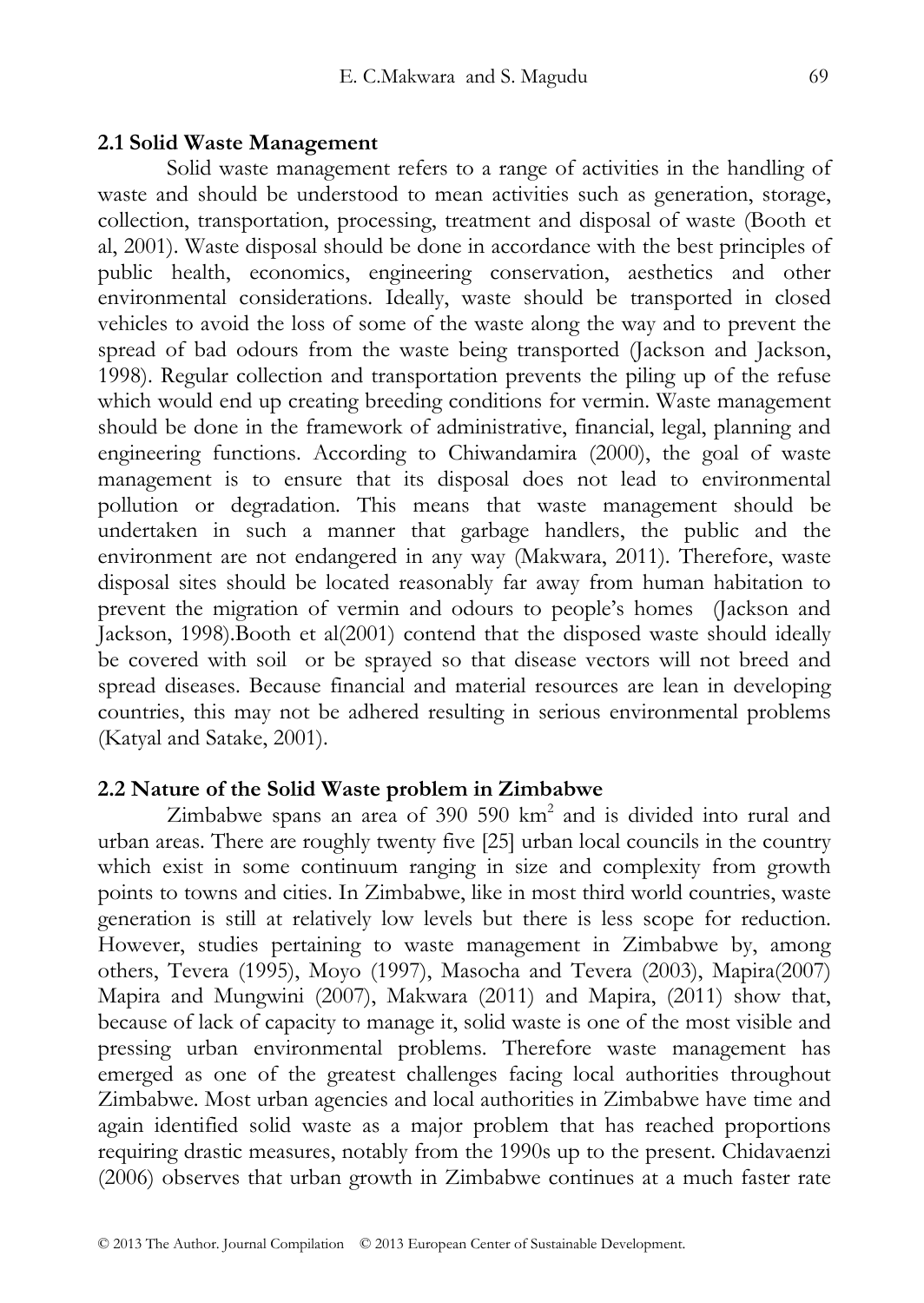## 2.1 Solid Waste Management

Solid waste management refers to a range of activities in the handling of waste and should be understood to mean activities such as generation, storage, collection, transportation, processing, treatment and disposal of waste (Booth et al, 2001). Waste disposal should be done in accordance with the best principles of public health, economics, engineering conservation, aesthetics and other environmental considerations. Ideally, waste should be transported in closed vehicles to avoid the loss of some of the waste along the way and to prevent the spread of bad odours from the waste being transported (Jackson and Jackson, 1998). Regular collection and transportation prevents the piling up of the refuse which would end up creating breeding conditions for vermin. Waste management should be done in the framework of administrative, financial, legal, planning and engineering functions. According to Chiwandamira (2000), the goal of waste management is to ensure that its disposal does not lead to environmental pollution or degradation. This means that waste management should be undertaken in such a manner that garbage handlers, the public and the environment are not endangered in any way (Makwara, 2011). Therefore, waste disposal sites should be located reasonably far away from human habitation to prevent the migration of vermin and odours to people's homes (Jackson and Jackson, 1998).Booth et al(2001) contend that the disposed waste should ideally be covered with soil or be sprayed so that disease vectors will not breed and spread diseases. Because financial and material resources are lean in developing countries, this may not be adhered resulting in serious environmental problems (Katyal and Satake, 2001).

## 2.2 Nature of the Solid Waste problem in Zimbabwe

Zimbabwe spans an area of 390 590 $km^2$ and is divided into rural and urban areas. There are roughly twenty five [25] urban local councils in the country which exist in some continuum ranging in size and complexity from growth points to towns and cities. In Zimbabwe, like in most third world countries, waste generation is still at relatively low levels but there is less scope for reduction. However, studies pertaining to waste management in Zimbabwe by, among others, Tevera (1995), Moyo (1997), Masocha and Tevera (2003), Mapira(2007) Mapira and Mungwini (2007), Makwara (2011) and Mapira, (2011) show that, because of lack of capacity to manage it, solid waste is one of the most visible and pressing urban environmental problems. Therefore waste management has emerged as one of the greatest challenges facing local authorities throughout Zimbabwe. Most urban agencies and local authorities in Zimbabwe have time and again identified solid waste as a major problem that has reached proportions requiring drastic measures, notably from the 1990s up to the present. Chidavaenzi (2006) observes that urban growth in Zimbabwe continues at a much faster rate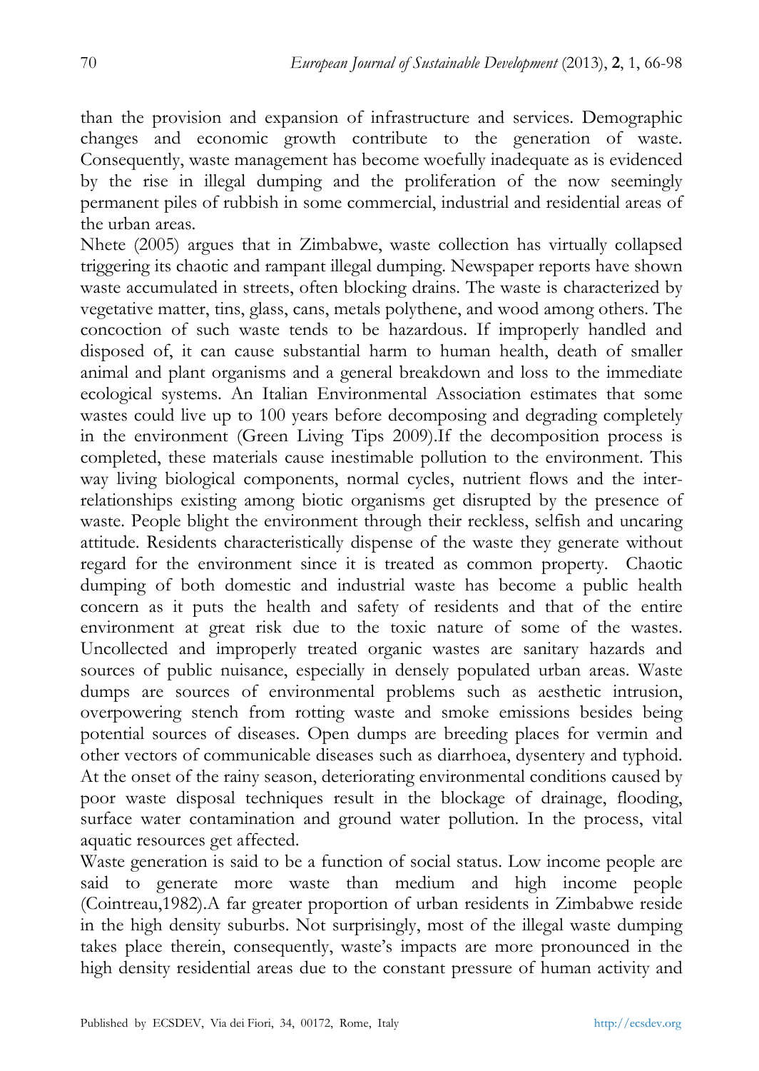than the provision and expansion of infrastructure and services. Demographic changes and economic growth contribute to the generation of waste. Consequently, waste management has become woefully inadequate as is evidenced by the rise in illegal dumping and the proliferation of the now seemingly permanent piles of rubbish in some commercial, industrial and residential areas of the urban areas.

Nhete (2005) argues that in Zimbabwe, waste collection has virtually collapsed triggering its chaotic and rampant illegal dumping. Newspaper reports have shown waste accumulated in streets, often blocking drains. The waste is characterized by vegetative matter, tins, glass, cans, metals polythene, and wood among others. The concoction of such waste tends to be hazardous. If improperly handled and disposed of, it can cause substantial harm to human health, death of smaller animal and plant organisms and a general breakdown and loss to the immediate ecological systems. An Italian Environmental Association estimates that some wastes could live up to 100 years before decomposing and degrading completely in the environment (Green Living Tips 2009).If the decomposition process is completed, these materials cause inestimable pollution to the environment. This way living biological components, normal cycles, nutrient flows and the inter-relationships existing among biotic organisms get disrupted by the presence of waste. People blight the environment through their reckless, selfish and uncaring attitude. Residents characteristically dispense of the waste they generate without regard for the environment since it is treated as common property. Chaotic dumping of both domestic and industrial waste has become a public health concern as it puts the health and safety of residents and that of the entire environment at great risk due to the toxic nature of some of the wastes. Uncollected and improperly treated organic wastes are sanitary hazards and sources of public nuisance, especially in densely populated urban areas. Waste dumps are sources of environmental problems such as aesthetic intrusion, overpowering stench from rotting waste and smoke emissions besides being potential sources of diseases. Open dumps are breeding places for vermin and other vectors of communicable diseases such as diarrhoea, dysentery and typhoid. At the onset of the rainy season, deteriorating environmental conditions caused by poor waste disposal techniques result in the blockage of drainage, flooding, surface water contamination and ground water pollution. In the process, vital aquatic resources get affected.

Waste generation is said to be a function of social status. Low income people are said to generate more waste than medium and high income people (Cointreau,1982).A far greater proportion of urban residents in Zimbabwe reside in the high density suburbs. Not surprisingly, most of the illegal waste dumping takes place therein, consequently, waste's impacts are more pronounced in the high density residential areas due to the constant pressure of human activity and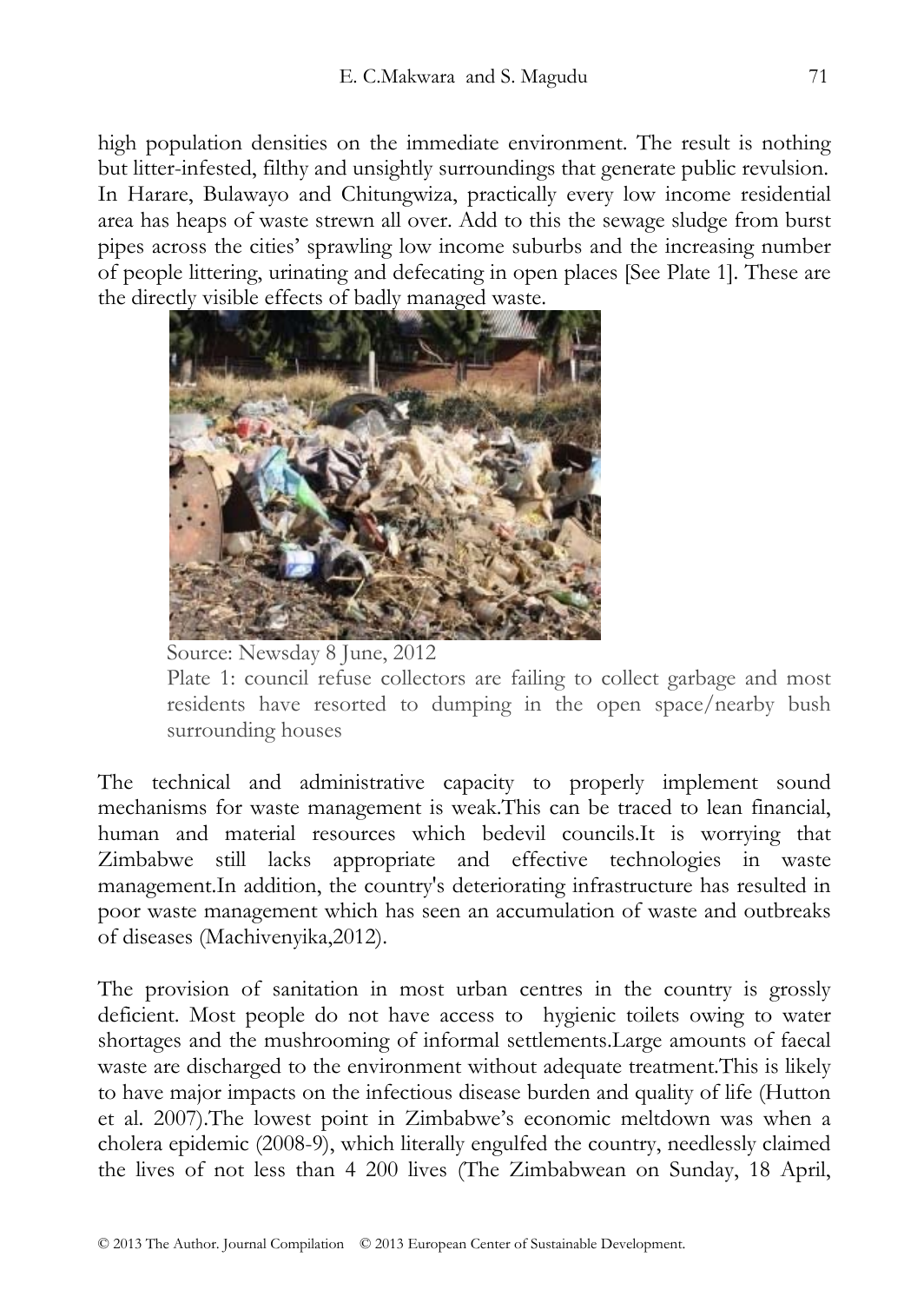high population densities on the immediate environment. The result is nothing but litter-infested, filthy and unsightly surroundings that generate public revulsion. In Harare, Bulawayo and Chitungwiza, practically every low income residential area has heaps of waste strewn all over. Add to this the sewage sludge from burst pipes across the cities' sprawling low income suburbs and the increasing number of people littering, urinating and defecating in open places [See Plate 1]. These are the directly visible effects of badly managed waste.

Source: Newsday 8 June, 2012

Plate 1: council refuse collectors are failing to collect garbage and most residents have resorted to dumping in the open space/nearby bush surrounding houses

The technical and administrative capacity to properly implement sound mechanisms for waste management is weak.This can be traced to lean financial, human and material resources which bedevil councils.It is worrying that Zimbabwe still lacks appropriate and effective technologies in waste management.In addition, the country's deteriorating infrastructure has resulted in poor waste management which has seen an accumulation of waste and outbreaks of diseases (Machivenyika,2012).

The provision of sanitation in most urban centres in the country is grossly deficient. Most people do not have access to hygienic toilets owing to water shortages and the mushrooming of informal settlements.Large amounts of faecal waste are discharged to the environment without adequate treatment.This is likely to have major impacts on the infectious disease burden and quality of life (Hutton et al. 2007).The lowest point in Zimbabwe's economic meltdown was when a cholera epidemic (2008-9), which literally engulfed the country, needlessly claimed the lives of not less than 4 200 lives (The Zimbabwean on Sunday, 18 April,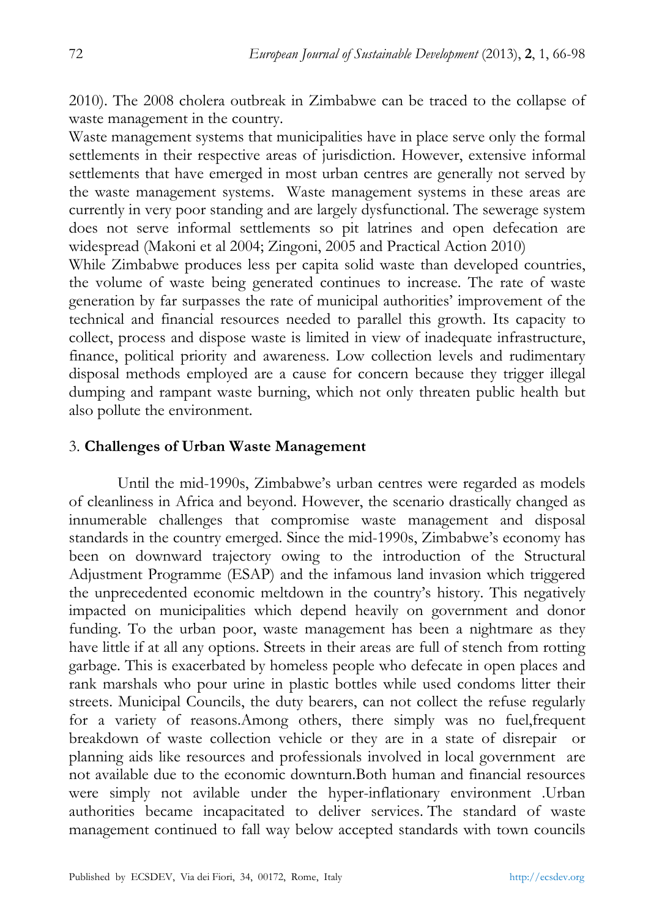2010). The 2008 cholera outbreak in Zimbabwe can be traced to the collapse of waste management in the country.

Waste management systems that municipalities have in place serve only the formal settlements in their respective areas of jurisdiction. However, extensive informal settlements that have emerged in most urban centres are generally not served by the waste management systems. Waste management systems in these areas are currently in very poor standing and are largely dysfunctional. The sewerage system does not serve informal settlements so pit latrines and open defecation are widespread (Makoni et al 2004; Zingoni, 2005 and Practical Action 2010)

While Zimbabwe produces less per capita solid waste than developed countries, the volume of waste being generated continues to increase. The rate of waste generation by far surpasses the rate of municipal authorities' improvement of the technical and financial resources needed to parallel this growth. Its capacity to collect, process and dispose waste is limited in view of inadequate infrastructure, finance, political priority and awareness. Low collection levels and rudimentary disposal methods employed are a cause for concern because they trigger illegal dumping and rampant waste burning, which not only threaten public health but also pollute the environment.

## 3. **Challenges of Urban Waste Management**

Until the mid-1990s, Zimbabwe's urban centres were regarded as models of cleanliness in Africa and beyond. However, the scenario drastically changed as innumerable challenges that compromise waste management and disposal standards in the country emerged. Since the mid-1990s, Zimbabwe's economy has been on downward trajectory owing to the introduction of the Structural Adjustment Programme (ESAP) and the infamous land invasion which triggered the unprecedented economic meltdown in the country's history. This negatively impacted on municipalities which depend heavily on government and donor funding. To the urban poor, waste management has been a nightmare as they have little if at all any options. Streets in their areas are full of stench from rotting garbage. This is exacerbated by homeless people who defecate in open places and rank marshals who pour urine in plastic bottles while used condoms litter their streets. Municipal Councils, the duty bearers, can not collect the refuse regularly for a variety of reasons.Among others, there simply was no fuel,frequent breakdown of waste collection vehicle or they are in a state of disrepair or planning aids like resources and professionals involved in local government are not available due to the economic downturn.Both human and financial resources were simply not avilable under the hyper-inflationary environment .Urban authorities became incapacitated to deliver services. The standard of waste management continued to fall way below accepted standards with town councils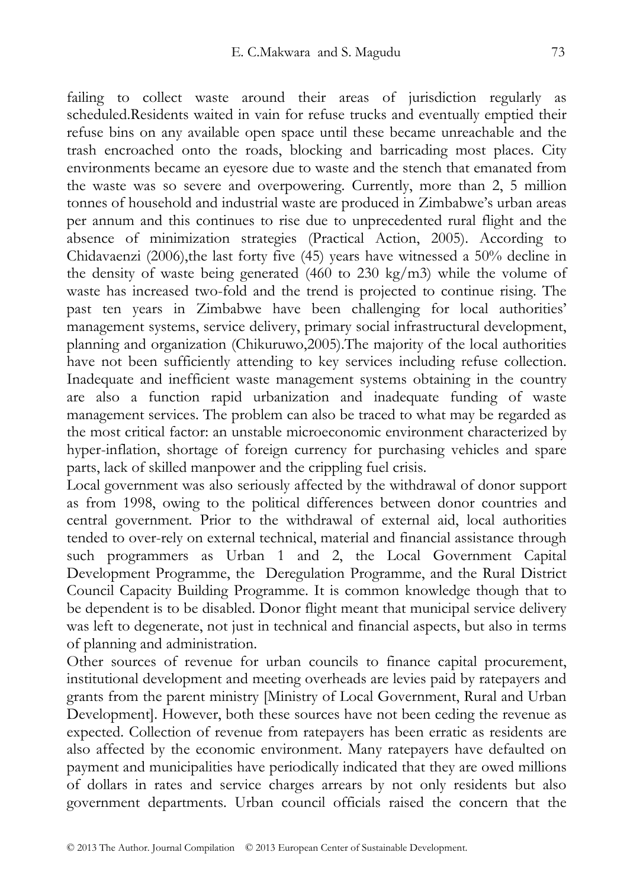failing to collect waste around their areas of jurisdiction regularly as scheduled.Residents waited in vain for refuse trucks and eventually emptied their refuse bins on any available open space until these became unreachable and the trash encroached onto the roads, blocking and barricading most places. City environments became an eyesore due to waste and the stench that emanated from the waste was so severe and overpowering. Currently, more than 2, 5 million tonnes of household and industrial waste are produced in Zimbabwe's urban areas per annum and this continues to rise due to unprecedented rural flight and the absence of minimization strategies (Practical Action, 2005). According to Chidavaenzi (2006),the last forty five (45) years have witnessed a 50% decline in the density of waste being generated (460 to 230 kg/m3) while the volume of waste has increased two-fold and the trend is projected to continue rising. The past ten years in Zimbabwe have been challenging for local authorities' management systems, service delivery, primary social infrastructural development, planning and organization (Chikuruwo,2005).The majority of the local authorities have not been sufficiently attending to key services including refuse collection. Inadequate and inefficient waste management systems obtaining in the country are also a function rapid urbanization and inadequate funding of waste management services. The problem can also be traced to what may be regarded as the most critical factor: an unstable microeconomic environment characterized by hyper-inflation, shortage of foreign currency for purchasing vehicles and spare parts, lack of skilled manpower and the crippling fuel crisis.

Local government was also seriously affected by the withdrawal of donor support as from 1998, owing to the political differences between donor countries and central government. Prior to the withdrawal of external aid, local authorities tended to over-rely on external technical, material and financial assistance through such programmers as Urban 1 and 2, the Local Government Capital Development Programme, the Deregulation Programme, and the Rural District Council Capacity Building Programme. It is common knowledge though that to be dependent is to be disabled. Donor flight meant that municipal service delivery was left to degenerate, not just in technical and financial aspects, but also in terms of planning and administration.

Other sources of revenue for urban councils to finance capital procurement, institutional development and meeting overheads are levies paid by ratepayers and grants from the parent ministry [Ministry of Local Government, Rural and Urban Development]. However, both these sources have not been ceding the revenue as expected. Collection of revenue from ratepayers has been erratic as residents are also affected by the economic environment. Many ratepayers have defaulted on payment and municipalities have periodically indicated that they are owed millions of dollars in rates and service charges arrears by not only residents but also government departments. Urban council officials raised the concern that the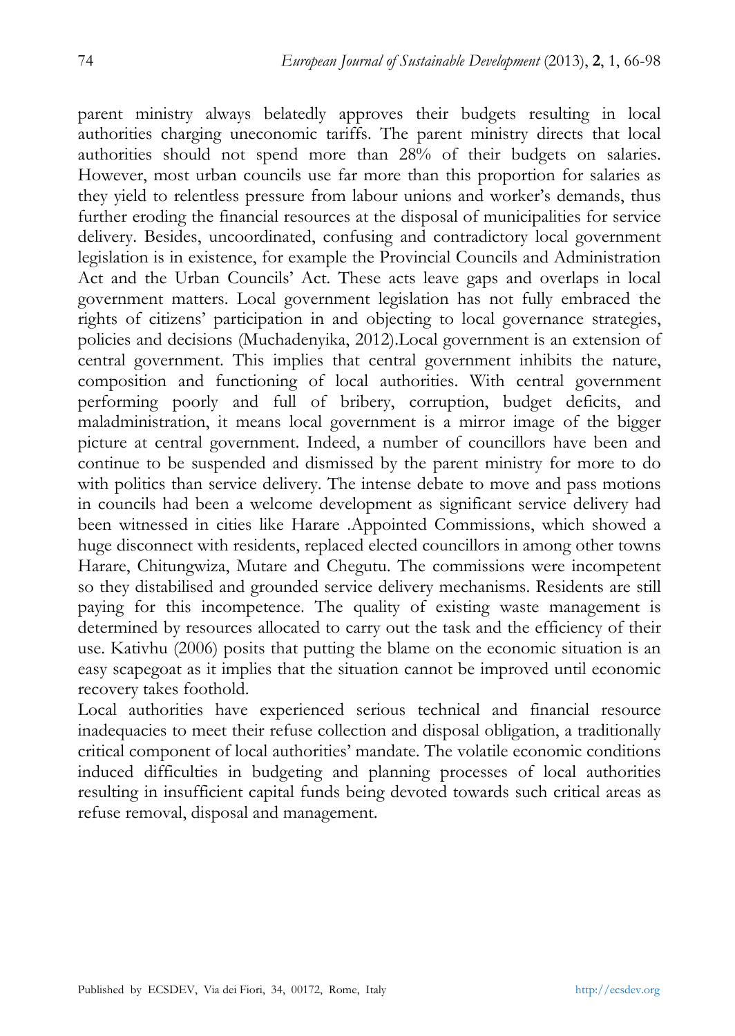parent ministry always belatedly approves their budgets resulting in local authorities charging uneconomic tariffs. The parent ministry directs that local authorities should not spend more than 28% of their budgets on salaries. However, most urban councils use far more than this proportion for salaries as they yield to relentless pressure from labour unions and worker's demands, thus further eroding the financial resources at the disposal of municipalities for service delivery. Besides, uncoordinated, confusing and contradictory local government legislation is in existence, for example the Provincial Councils and Administration Act and the Urban Councils' Act. These acts leave gaps and overlaps in local government matters. Local government legislation has not fully embraced the rights of citizens' participation in and objecting to local governance strategies, policies and decisions (Muchadenyika, 2012).Local government is an extension of central government. This implies that central government inhibits the nature, composition and functioning of local authorities. With central government performing poorly and full of bribery, corruption, budget deficits, and maladministration, it means local government is a mirror image of the bigger picture at central government. Indeed, a number of councillors have been and continue to be suspended and dismissed by the parent ministry for more to do with politics than service delivery. The intense debate to move and pass motions in councils had been a welcome development as significant service delivery had been witnessed in cities like Harare .Appointed Commissions, which showed a huge disconnect with residents, replaced elected councillors in among other towns Harare, Chitungwiza, Mutare and Chegutu. The commissions were incompetent so they distabilised and grounded service delivery mechanisms. Residents are still paying for this incompetence. The quality of existing waste management is determined by resources allocated to carry out the task and the efficiency of their use. Kativhu (2006) posits that putting the blame on the economic situation is an easy scapegoat as it implies that the situation cannot be improved until economic recovery takes foothold.

Local authorities have experienced serious technical and financial resource inadequacies to meet their refuse collection and disposal obligation, a traditionally critical component of local authorities' mandate. The volatile economic conditions induced difficulties in budgeting and planning processes of local authorities resulting in insufficient capital funds being devoted towards such critical areas as refuse removal, disposal and management.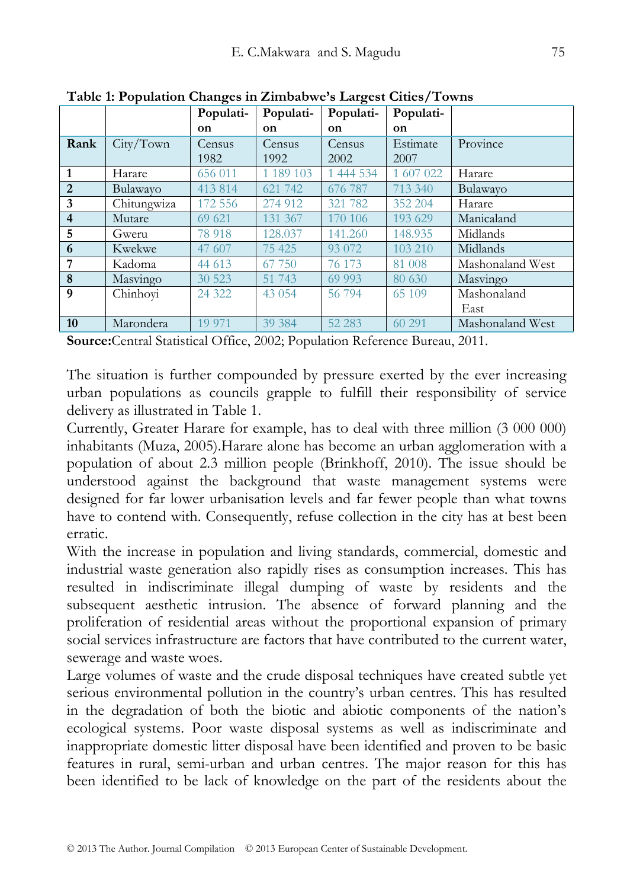**Table 1: Population Changes in Zimbabwe's Largest Cities/Towns**

| | | Population | Population | Population | Population | |
|---|---|---|---|---|---|---|
| **Rank** | City/Town | Census 1982 | Census 1992 | Census 2002 | Estimate 2007 | Province |
| **1** | Harare | 656 011 | 1 189 103 | 1 444 534 | 1 607 022 | Harare |
| **2** | Bulawayo | 413 814 | 621 742 | 676 787 | 713 340 | Bulawayo |
| **3** | Chitungwiza | 172 556 | 274 912 | 321 782 | 352 204 | Harare |
| **4** | Mutare | 69 621 | 131 367 | 170 106 | 193 629 | Manicaland |
| **5** | Gweru | 78 918 | 128.037 | 141.260 | 148.935 | Midlands |
| **6** | Kwekwe | 47 607 | 75 425 | 93 072 | 103 210 | Midlands |
| **7** | Kadoma | 44 613 | 67 750 | 76 173 | 81 008 | Mashonaland West |
| **8** | Masvingo | 30 523 | 51 743 | 69 993 | 80 630 | Masvingo |
| **9** | Chinhoyi | 24 322 | 43 054 | 56 794 | 65 109 | Mashonaland East |
| **10** | Marondera | 19 971 | 39 384 | 52 283 | 60 291 | Mashonaland West |

**Source:**Central Statistical Office, 2002; Population Reference Bureau, 2011.

The situation is further compounded by pressure exerted by the ever increasing urban populations as councils grapple to fulfill their responsibility of service delivery as illustrated in Table 1.

Currently, Greater Harare for example, has to deal with three million (3 000 000) inhabitants (Muza, 2005).Harare alone has become an urban agglomeration with a population of about 2.3 million people (Brinkhoff, 2010). The issue should be understood against the background that waste management systems were designed for far lower urbanisation levels and far fewer people than what towns have to contend with. Consequently, refuse collection in the city has at best been erratic.

With the increase in population and living standards, commercial, domestic and industrial waste generation also rapidly rises as consumption increases. This has resulted in indiscriminate illegal dumping of waste by residents and the subsequent aesthetic intrusion. The absence of forward planning and the proliferation of residential areas without the proportional expansion of primary social services infrastructure are factors that have contributed to the current water, sewerage and waste woes.

Large volumes of waste and the crude disposal techniques have created subtle yet serious environmental pollution in the country's urban centres. This has resulted in the degradation of both the biotic and abiotic components of the nation's ecological systems. Poor waste disposal systems as well as indiscriminate and inappropriate domestic litter disposal have been identified and proven to be basic features in rural, semi-urban and urban centres. The major reason for this has been identified to be lack of knowledge on the part of the residents about the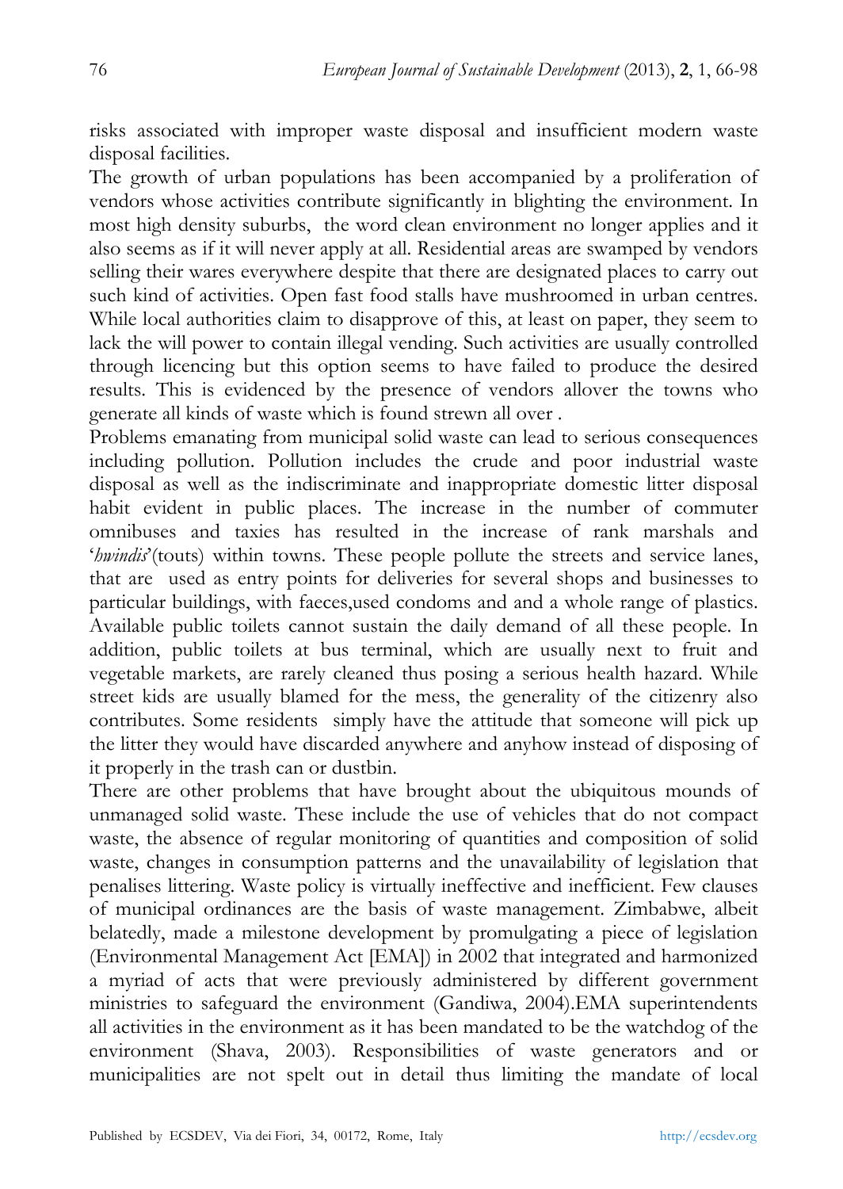risks associated with improper waste disposal and insufficient modern waste disposal facilities.

The growth of urban populations has been accompanied by a proliferation of vendors whose activities contribute significantly in blighting the environment. In most high density suburbs, the word clean environment no longer applies and it also seems as if it will never apply at all. Residential areas are swamped by vendors selling their wares everywhere despite that there are designated places to carry out such kind of activities. Open fast food stalls have mushroomed in urban centres. While local authorities claim to disapprove of this, at least on paper, they seem to lack the will power to contain illegal vending. Such activities are usually controlled through licencing but this option seems to have failed to produce the desired results. This is evidenced by the presence of vendors allover the towns who generate all kinds of waste which is found strewn all over .

Problems emanating from municipal solid waste can lead to serious consequences including pollution. Pollution includes the crude and poor industrial waste disposal as well as the indiscriminate and inappropriate domestic litter disposal habit evident in public places. The increase in the number of commuter omnibuses and taxies has resulted in the increase of rank marshals and '*hwindis*'(touts) within towns. These people pollute the streets and service lanes, that are used as entry points for deliveries for several shops and businesses to particular buildings, with faeces,used condoms and and a whole range of plastics. Available public toilets cannot sustain the daily demand of all these people. In addition, public toilets at bus terminal, which are usually next to fruit and vegetable markets, are rarely cleaned thus posing a serious health hazard. While street kids are usually blamed for the mess, the generality of the citizenry also contributes. Some residents simply have the attitude that someone will pick up the litter they would have discarded anywhere and anyhow instead of disposing of it properly in the trash can or dustbin.

There are other problems that have brought about the ubiquitous mounds of unmanaged solid waste. These include the use of vehicles that do not compact waste, the absence of regular monitoring of quantities and composition of solid waste, changes in consumption patterns and the unavailability of legislation that penalises littering. Waste policy is virtually ineffective and inefficient. Few clauses of municipal ordinances are the basis of waste management. Zimbabwe, albeit belatedly, made a milestone development by promulgating a piece of legislation (Environmental Management Act [EMA]) in 2002 that integrated and harmonized a myriad of acts that were previously administered by different government ministries to safeguard the environment (Gandiwa, 2004).EMA superintendents all activities in the environment as it has been mandated to be the watchdog of the environment (Shava, 2003). Responsibilities of waste generators and or municipalities are not spelt out in detail thus limiting the mandate of local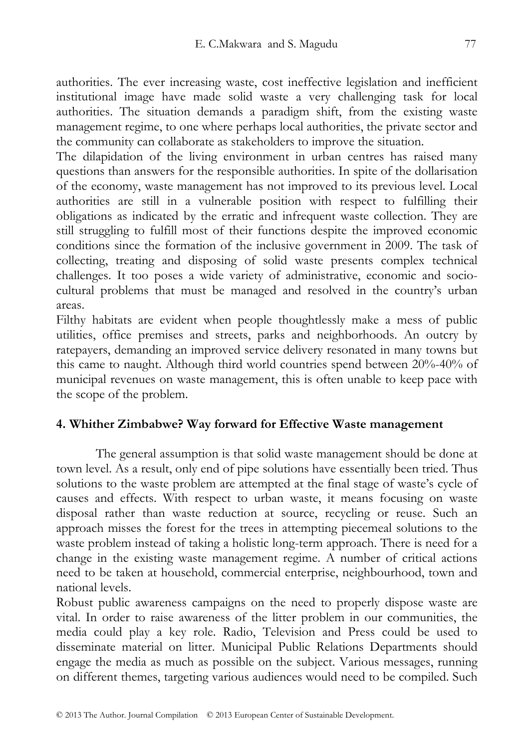authorities. The ever increasing waste, cost ineffective legislation and inefficient institutional image have made solid waste a very challenging task for local authorities. The situation demands a paradigm shift, from the existing waste management regime, to one where perhaps local authorities, the private sector and the community can collaborate as stakeholders to improve the situation.

The dilapidation of the living environment in urban centres has raised many questions than answers for the responsible authorities. In spite of the dollarisation of the economy, waste management has not improved to its previous level. Local authorities are still in a vulnerable position with respect to fulfilling their obligations as indicated by the erratic and infrequent waste collection. They are still struggling to fulfill most of their functions despite the improved economic conditions since the formation of the inclusive government in 2009. The task of collecting, treating and disposing of solid waste presents complex technical challenges. It too poses a wide variety of administrative, economic and socio-cultural problems that must be managed and resolved in the country's urban areas.

Filthy habitats are evident when people thoughtlessly make a mess of public utilities, office premises and streets, parks and neighborhoods. An outcry by ratepayers, demanding an improved service delivery resonated in many towns but this came to naught. Although third world countries spend between 20%-40% of municipal revenues on waste management, this is often unable to keep pace with the scope of the problem.

## 4. Whither Zimbabwe? Way forward for Effective Waste management

The general assumption is that solid waste management should be done at town level. As a result, only end of pipe solutions have essentially been tried. Thus solutions to the waste problem are attempted at the final stage of waste's cycle of causes and effects. With respect to urban waste, it means focusing on waste disposal rather than waste reduction at source, recycling or reuse. Such an approach misses the forest for the trees in attempting piecemeal solutions to the waste problem instead of taking a holistic long-term approach. There is need for a change in the existing waste management regime. A number of critical actions need to be taken at household, commercial enterprise, neighbourhood, town and national levels.

Robust public awareness campaigns on the need to properly dispose waste are vital. In order to raise awareness of the litter problem in our communities, the media could play a key role. Radio, Television and Press could be used to disseminate material on litter. Municipal Public Relations Departments should engage the media as much as possible on the subject. Various messages, running on different themes, targeting various audiences would need to be compiled. Such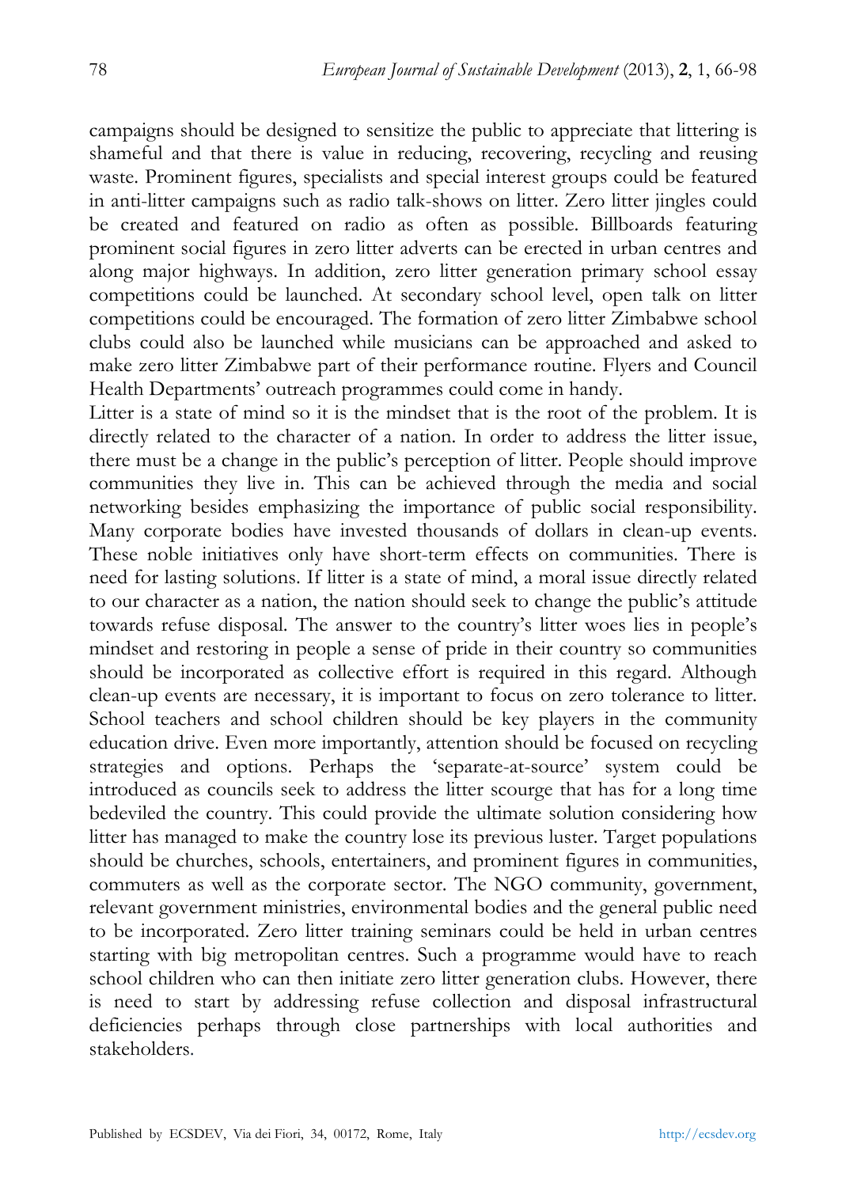campaigns should be designed to sensitize the public to appreciate that littering is shameful and that there is value in reducing, recovering, recycling and reusing waste. Prominent figures, specialists and special interest groups could be featured in anti-litter campaigns such as radio talk-shows on litter. Zero litter jingles could be created and featured on radio as often as possible. Billboards featuring prominent social figures in zero litter adverts can be erected in urban centres and along major highways. In addition, zero litter generation primary school essay competitions could be launched. At secondary school level, open talk on litter competitions could be encouraged. The formation of zero litter Zimbabwe school clubs could also be launched while musicians can be approached and asked to make zero litter Zimbabwe part of their performance routine. Flyers and Council Health Departments' outreach programmes could come in handy.

Litter is a state of mind so it is the mindset that is the root of the problem. It is directly related to the character of a nation. In order to address the litter issue, there must be a change in the public's perception of litter. People should improve communities they live in. This can be achieved through the media and social networking besides emphasizing the importance of public social responsibility. Many corporate bodies have invested thousands of dollars in clean-up events. These noble initiatives only have short-term effects on communities. There is need for lasting solutions. If litter is a state of mind, a moral issue directly related to our character as a nation, the nation should seek to change the public's attitude towards refuse disposal. The answer to the country's litter woes lies in people's mindset and restoring in people a sense of pride in their country so communities should be incorporated as collective effort is required in this regard. Although clean-up events are necessary, it is important to focus on zero tolerance to litter. School teachers and school children should be key players in the community education drive. Even more importantly, attention should be focused on recycling strategies and options. Perhaps the 'separate-at-source' system could be introduced as councils seek to address the litter scourge that has for a long time bedeviled the country. This could provide the ultimate solution considering how litter has managed to make the country lose its previous luster. Target populations should be churches, schools, entertainers, and prominent figures in communities, commuters as well as the corporate sector. The NGO community, government, relevant government ministries, environmental bodies and the general public need to be incorporated. Zero litter training seminars could be held in urban centres starting with big metropolitan centres. Such a programme would have to reach school children who can then initiate zero litter generation clubs. However, there is need to start by addressing refuse collection and disposal infrastructural deficiencies perhaps through close partnerships with local authorities and stakeholders.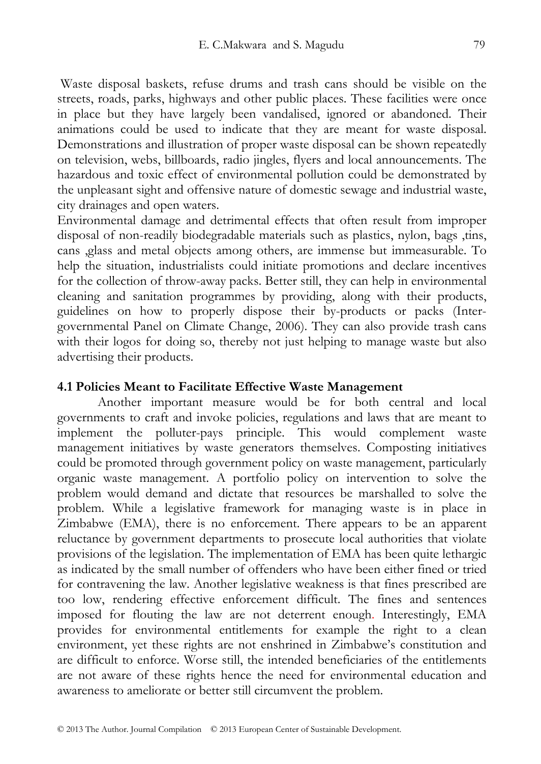Waste disposal baskets, refuse drums and trash cans should be visible on the streets, roads, parks, highways and other public places. These facilities were once in place but they have largely been vandalised, ignored or abandoned. Their animations could be used to indicate that they are meant for waste disposal. Demonstrations and illustration of proper waste disposal can be shown repeatedly on television, webs, billboards, radio jingles, flyers and local announcements. The hazardous and toxic effect of environmental pollution could be demonstrated by the unpleasant sight and offensive nature of domestic sewage and industrial waste, city drainages and open waters.

Environmental damage and detrimental effects that often result from improper disposal of non-readily biodegradable materials such as plastics, nylon, bags ,tins, cans ,glass and metal objects among others, are immense but immeasurable. To help the situation, industrialists could initiate promotions and declare incentives for the collection of throw-away packs. Better still, they can help in environmental cleaning and sanitation programmes by providing, along with their products, guidelines on how to properly dispose their by-products or packs (Inter-governmental Panel on Climate Change, 2006). They can also provide trash cans with their logos for doing so, thereby not just helping to manage waste but also advertising their products.

### 4.1 Policies Meant to Facilitate Effective Waste Management

Another important measure would be for both central and local governments to craft and invoke policies, regulations and laws that are meant to implement the polluter-pays principle. This would complement waste management initiatives by waste generators themselves. Composting initiatives could be promoted through government policy on waste management, particularly organic waste management. A portfolio policy on intervention to solve the problem would demand and dictate that resources be marshalled to solve the problem. While a legislative framework for managing waste is in place in Zimbabwe (EMA), there is no enforcement. There appears to be an apparent reluctance by government departments to prosecute local authorities that violate provisions of the legislation. The implementation of EMA has been quite lethargic as indicated by the small number of offenders who have been either fined or tried for contravening the law. Another legislative weakness is that fines prescribed are too low, rendering effective enforcement difficult. The fines and sentences imposed for flouting the law are not deterrent enough. Interestingly, EMA provides for environmental entitlements for example the right to a clean environment, yet these rights are not enshrined in Zimbabwe's constitution and are difficult to enforce. Worse still, the intended beneficiaries of the entitlements are not aware of these rights hence the need for environmental education and awareness to ameliorate or better still circumvent the problem.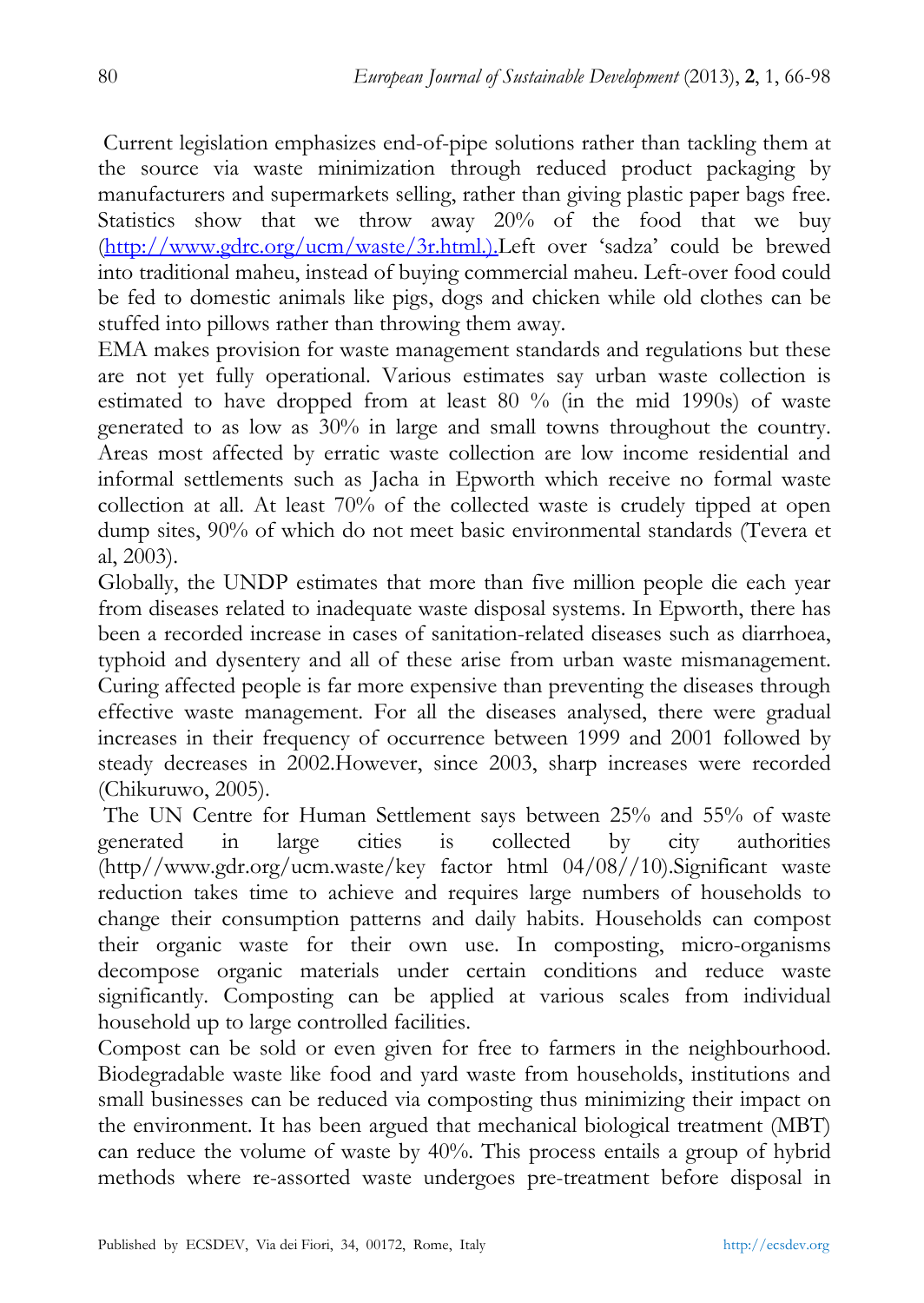Current legislation emphasizes end-of-pipe solutions rather than tackling them at the source via waste minimization through reduced product packaging by manufacturers and supermarkets selling, rather than giving plastic paper bags free. Statistics show that we throw away 20% of the food that we buy (http://www.gdrc.org/ucm/waste/3r.html.).Left over 'sadza' could be brewed into traditional maheu, instead of buying commercial maheu. Left-over food could be fed to domestic animals like pigs, dogs and chicken while old clothes can be stuffed into pillows rather than throwing them away.

EMA makes provision for waste management standards and regulations but these are not yet fully operational. Various estimates say urban waste collection is estimated to have dropped from at least 80 % (in the mid 1990s) of waste generated to as low as 30% in large and small towns throughout the country. Areas most affected by erratic waste collection are low income residential and informal settlements such as Jacha in Epworth which receive no formal waste collection at all. At least 70% of the collected waste is crudely tipped at open dump sites, 90% of which do not meet basic environmental standards (Tevera et al, 2003).

Globally, the UNDP estimates that more than five million people die each year from diseases related to inadequate waste disposal systems. In Epworth, there has been a recorded increase in cases of sanitation-related diseases such as diarrhoea, typhoid and dysentery and all of these arise from urban waste mismanagement. Curing affected people is far more expensive than preventing the diseases through effective waste management. For all the diseases analysed, there were gradual increases in their frequency of occurrence between 1999 and 2001 followed by steady decreases in 2002.However, since 2003, sharp increases were recorded (Chikuruwo, 2005).

The UN Centre for Human Settlement says between 25% and 55% of waste generated in large cities is collected by city authorities (http//www.gdr.org/ucm.waste/key factor html 04/08//10).Significant waste reduction takes time to achieve and requires large numbers of households to change their consumption patterns and daily habits. Households can compost their organic waste for their own use. In composting, micro-organisms decompose organic materials under certain conditions and reduce waste significantly. Composting can be applied at various scales from individual household up to large controlled facilities.

Compost can be sold or even given for free to farmers in the neighbourhood. Biodegradable waste like food and yard waste from households, institutions and small businesses can be reduced via composting thus minimizing their impact on the environment. It has been argued that mechanical biological treatment (MBT) can reduce the volume of waste by 40%. This process entails a group of hybrid methods where re-assorted waste undergoes pre-treatment before disposal in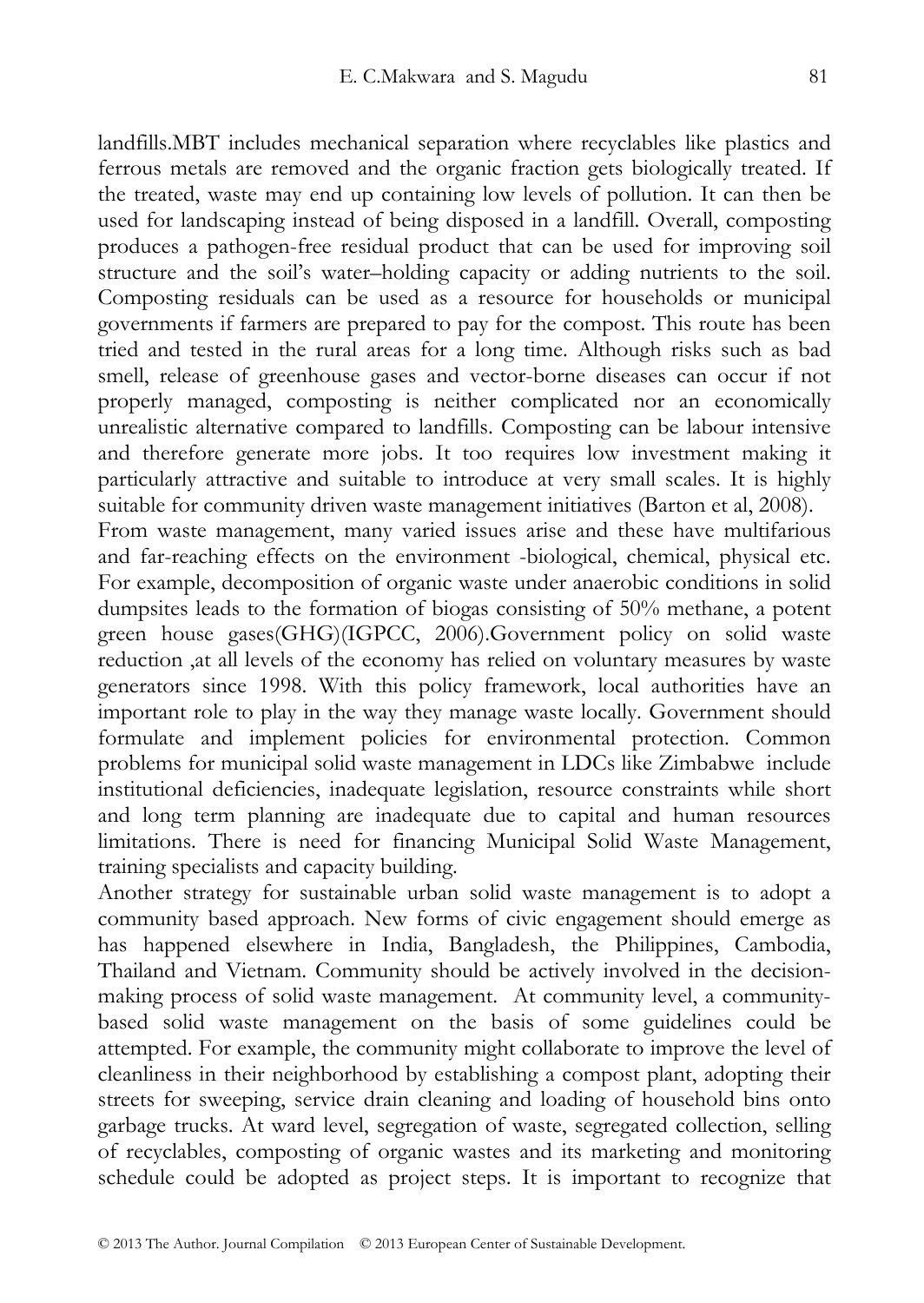landfills.MBT includes mechanical separation where recyclables like plastics and ferrous metals are removed and the organic fraction gets biologically treated. If the treated, waste may end up containing low levels of pollution. It can then be used for landscaping instead of being disposed in a landfill. Overall, composting produces a pathogen-free residual product that can be used for improving soil structure and the soil's water–holding capacity or adding nutrients to the soil. Composting residuals can be used as a resource for households or municipal governments if farmers are prepared to pay for the compost. This route has been tried and tested in the rural areas for a long time. Although risks such as bad smell, release of greenhouse gases and vector-borne diseases can occur if not properly managed, composting is neither complicated nor an economically unrealistic alternative compared to landfills. Composting can be labour intensive and therefore generate more jobs. It too requires low investment making it particularly attractive and suitable to introduce at very small scales. It is highly suitable for community driven waste management initiatives (Barton et al, 2008).

From waste management, many varied issues arise and these have multifarious and far-reaching effects on the environment -biological, chemical, physical etc. For example, decomposition of organic waste under anaerobic conditions in solid dumpsites leads to the formation of biogas consisting of 50% methane, a potent green house gases(GHG)(IGPCC, 2006).Government policy on solid waste reduction ,at all levels of the economy has relied on voluntary measures by waste generators since 1998. With this policy framework, local authorities have an important role to play in the way they manage waste locally. Government should formulate and implement policies for environmental protection. Common problems for municipal solid waste management in LDCs like Zimbabwe include institutional deficiencies, inadequate legislation, resource constraints while short and long term planning are inadequate due to capital and human resources limitations. There is need for financing Municipal Solid Waste Management, training specialists and capacity building.

Another strategy for sustainable urban solid waste management is to adopt a community based approach. New forms of civic engagement should emerge as has happened elsewhere in India, Bangladesh, the Philippines, Cambodia, Thailand and Vietnam. Community should be actively involved in the decision-making process of solid waste management. At community level, a community-based solid waste management on the basis of some guidelines could be attempted. For example, the community might collaborate to improve the level of cleanliness in their neighborhood by establishing a compost plant, adopting their streets for sweeping, service drain cleaning and loading of household bins onto garbage trucks. At ward level, segregation of waste, segregated collection, selling of recyclables, composting of organic wastes and its marketing and monitoring schedule could be adopted as project steps. It is important to recognize that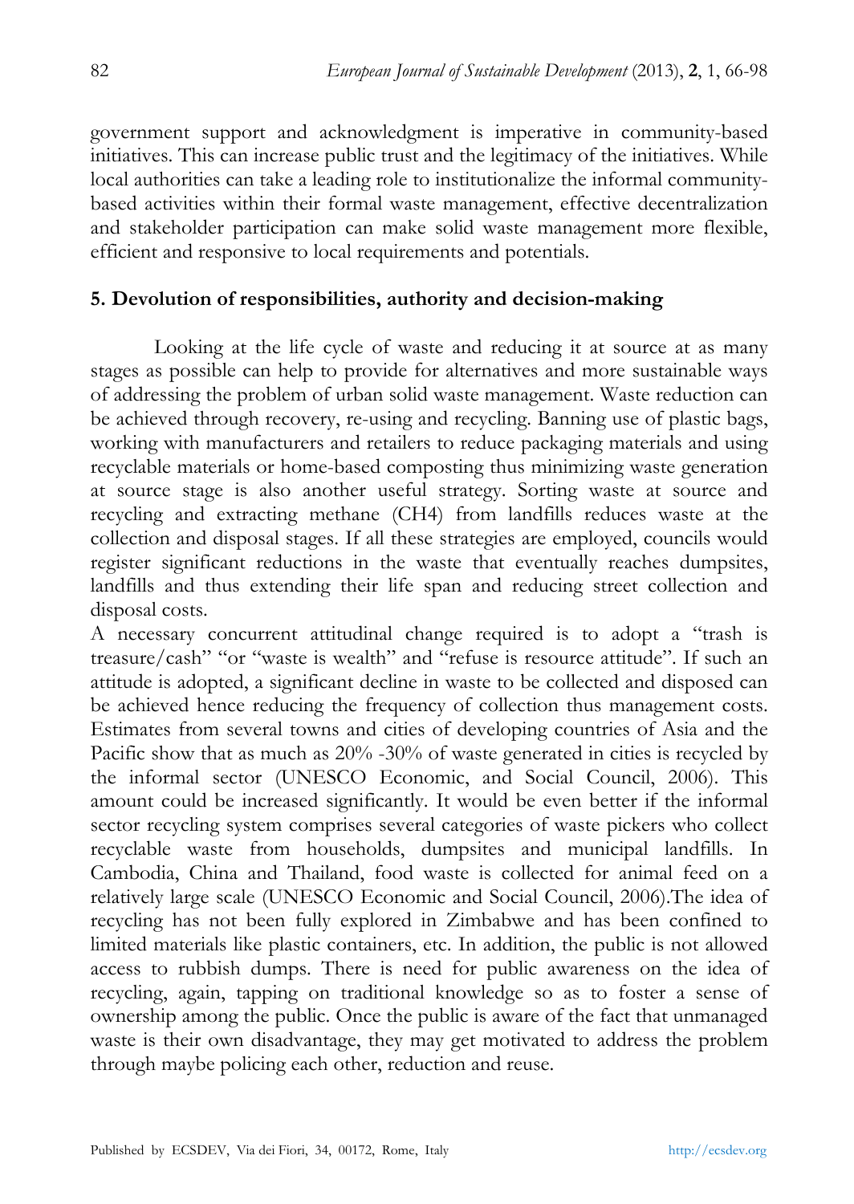government support and acknowledgment is imperative in community-based initiatives. This can increase public trust and the legitimacy of the initiatives. While local authorities can take a leading role to institutionalize the informal community-based activities within their formal waste management, effective decentralization and stakeholder participation can make solid waste management more flexible, efficient and responsive to local requirements and potentials.

## 5. Devolution of responsibilities, authority and decision-making

Looking at the life cycle of waste and reducing it at source at as many stages as possible can help to provide for alternatives and more sustainable ways of addressing the problem of urban solid waste management. Waste reduction can be achieved through recovery, re-using and recycling. Banning use of plastic bags, working with manufacturers and retailers to reduce packaging materials and using recyclable materials or home-based composting thus minimizing waste generation at source stage is also another useful strategy. Sorting waste at source and recycling and extracting methane ($CH_4$) from landfills reduces waste at the collection and disposal stages. If all these strategies are employed, councils would register significant reductions in the waste that eventually reaches dumpsites, landfills and thus extending their life span and reducing street collection and disposal costs.

A necessary concurrent attitudinal change required is to adopt a "trash is treasure/cash" "or "waste is wealth" and "refuse is resource attitude". If such an attitude is adopted, a significant decline in waste to be collected and disposed can be achieved hence reducing the frequency of collection thus management costs. Estimates from several towns and cities of developing countries of Asia and the Pacific show that as much as 20% -30% of waste generated in cities is recycled by the informal sector (UNESCO Economic, and Social Council, 2006). This amount could be increased significantly. It would be even better if the informal sector recycling system comprises several categories of waste pickers who collect recyclable waste from households, dumpsites and municipal landfills. In Cambodia, China and Thailand, food waste is collected for animal feed on a relatively large scale (UNESCO Economic and Social Council, 2006).The idea of recycling has not been fully explored in Zimbabwe and has been confined to limited materials like plastic containers, etc. In addition, the public is not allowed access to rubbish dumps. There is need for public awareness on the idea of recycling, again, tapping on traditional knowledge so as to foster a sense of ownership among the public. Once the public is aware of the fact that unmanaged waste is their own disadvantage, they may get motivated to address the problem through maybe policing each other, reduction and reuse.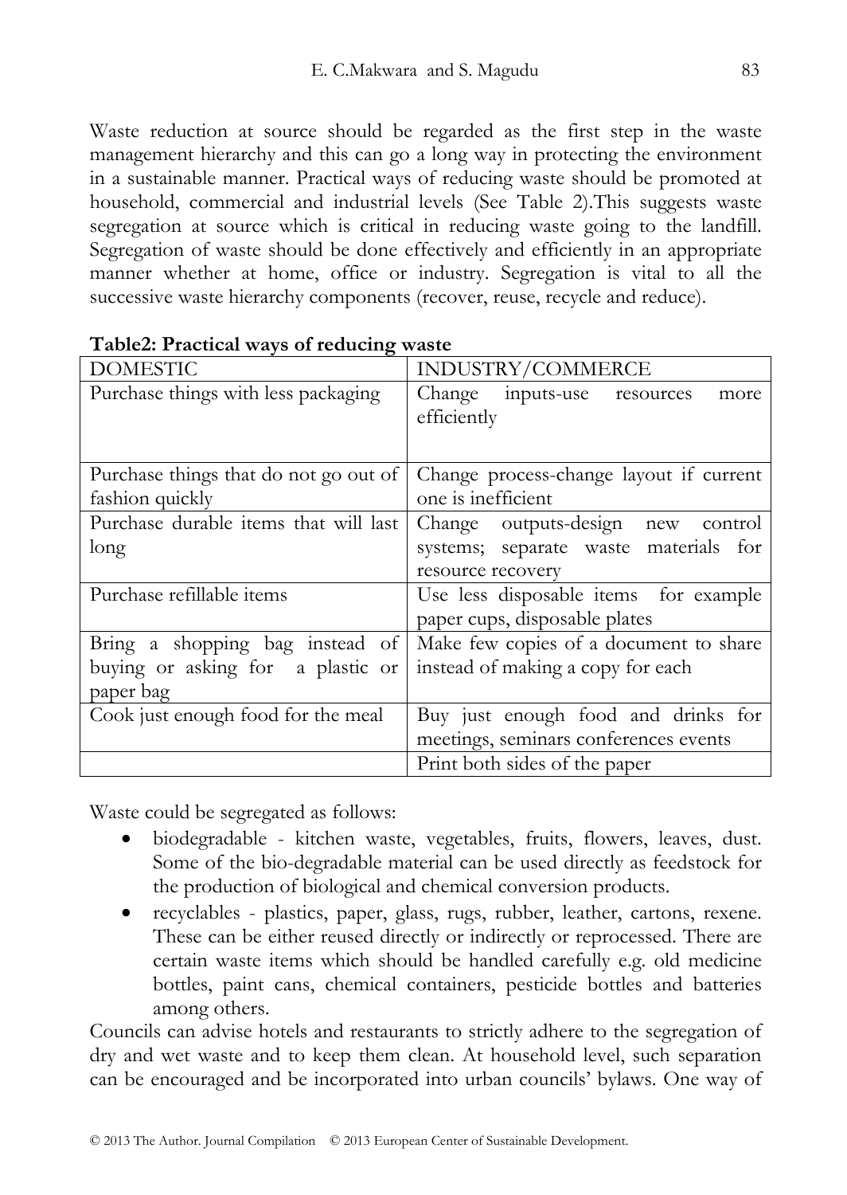Waste reduction at source should be regarded as the first step in the waste management hierarchy and this can go a long way in protecting the environment in a sustainable manner. Practical ways of reducing waste should be promoted at household, commercial and industrial levels (See Table 2).This suggests waste segregation at source which is critical in reducing waste going to the landfill. Segregation of waste should be done effectively and efficiently in an appropriate manner whether at home, office or industry. Segregation is vital to all the successive waste hierarchy components (recover, reuse, recycle and reduce).

**Table2: Practical ways of reducing waste**

| DOMESTIC | INDUSTRY/COMMERCE |
|---|---|
| Purchase things with less packaging | Change inputs-use resources more efficiently |
| Purchase things that do not go out of fashion quickly | Change process-change layout if current one is inefficient |
| Purchase durable items that will last long | Change outputs-design new control systems; separate waste materials for resource recovery |
| Purchase refillable items | Use less disposable items for example paper cups, disposable plates |
| Bring a shopping bag instead of buying or asking for a plastic or paper bag | Make few copies of a document to share instead of making a copy for each |
| Cook just enough food for the meal | Buy just enough food and drinks for meetings, seminars conferences events |
| | Print both sides of the paper |

Waste could be segregated as follows:

- biodegradable - kitchen waste, vegetables, fruits, flowers, leaves, dust. Some of the bio-degradable material can be used directly as feedstock for the production of biological and chemical conversion products.
- recyclables - plastics, paper, glass, rugs, rubber, leather, cartons, rexene. These can be either reused directly or indirectly or reprocessed. There are certain waste items which should be handled carefully e.g. old medicine bottles, paint cans, chemical containers, pesticide bottles and batteries among others.

Councils can advise hotels and restaurants to strictly adhere to the segregation of dry and wet waste and to keep them clean. At household level, such separation can be encouraged and be incorporated into urban councils' bylaws. One way of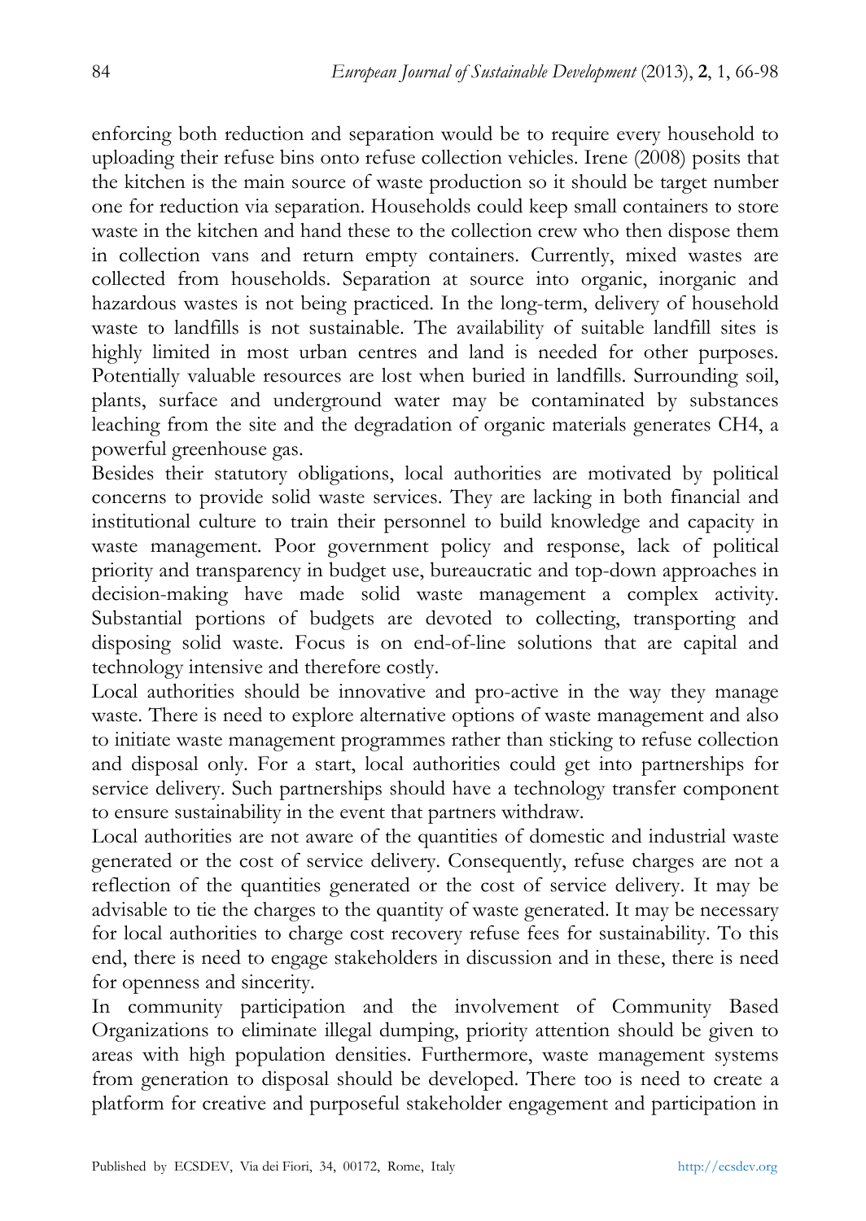enforcing both reduction and separation would be to require every household to uploading their refuse bins onto refuse collection vehicles. Irene (2008) posits that the kitchen is the main source of waste production so it should be target number one for reduction via separation. Households could keep small containers to store waste in the kitchen and hand these to the collection crew who then dispose them in collection vans and return empty containers. Currently, mixed wastes are collected from households. Separation at source into organic, inorganic and hazardous wastes is not being practiced. In the long-term, delivery of household waste to landfills is not sustainable. The availability of suitable landfill sites is highly limited in most urban centres and land is needed for other purposes. Potentially valuable resources are lost when buried in landfills. Surrounding soil, plants, surface and underground water may be contaminated by substances leaching from the site and the degradation of organic materials generates $CH_4$, a powerful greenhouse gas.

Besides their statutory obligations, local authorities are motivated by political concerns to provide solid waste services. They are lacking in both financial and institutional culture to train their personnel to build knowledge and capacity in waste management. Poor government policy and response, lack of political priority and transparency in budget use, bureaucratic and top-down approaches in decision-making have made solid waste management a complex activity. Substantial portions of budgets are devoted to collecting, transporting and disposing solid waste. Focus is on end-of-line solutions that are capital and technology intensive and therefore costly.

Local authorities should be innovative and pro-active in the way they manage waste. There is need to explore alternative options of waste management and also to initiate waste management programmes rather than sticking to refuse collection and disposal only. For a start, local authorities could get into partnerships for service delivery. Such partnerships should have a technology transfer component to ensure sustainability in the event that partners withdraw.

Local authorities are not aware of the quantities of domestic and industrial waste generated or the cost of service delivery. Consequently, refuse charges are not a reflection of the quantities generated or the cost of service delivery. It may be advisable to tie the charges to the quantity of waste generated. It may be necessary for local authorities to charge cost recovery refuse fees for sustainability. To this end, there is need to engage stakeholders in discussion and in these, there is need for openness and sincerity.

In community participation and the involvement of Community Based Organizations to eliminate illegal dumping, priority attention should be given to areas with high population densities. Furthermore, waste management systems from generation to disposal should be developed. There too is need to create a platform for creative and purposeful stakeholder engagement and participation in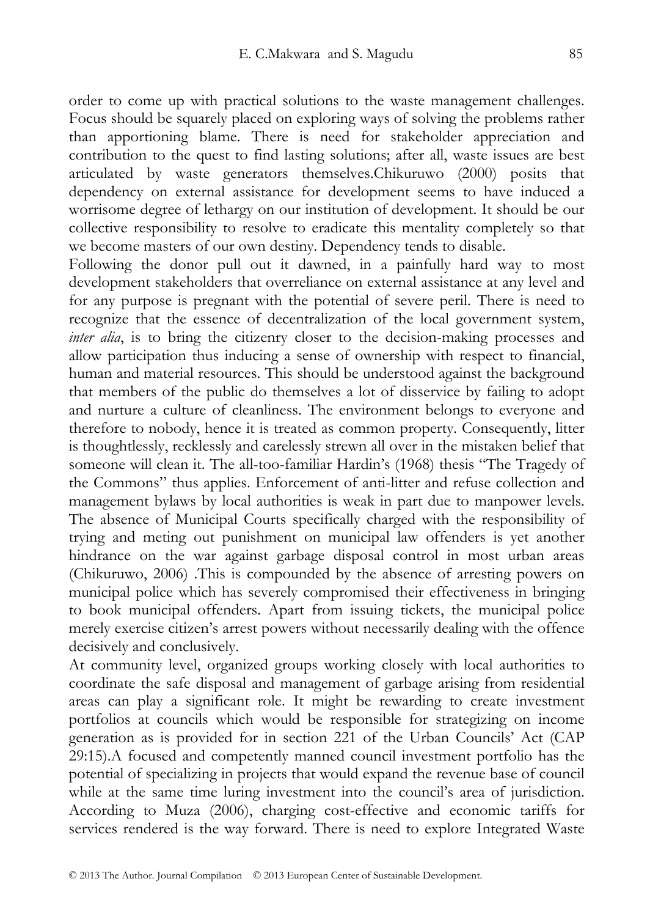order to come up with practical solutions to the waste management challenges. Focus should be squarely placed on exploring ways of solving the problems rather than apportioning blame. There is need for stakeholder appreciation and contribution to the quest to find lasting solutions; after all, waste issues are best articulated by waste generators themselves.Chikuruwo (2000) posits that dependency on external assistance for development seems to have induced a worrisome degree of lethargy on our institution of development. It should be our collective responsibility to resolve to eradicate this mentality completely so that we become masters of our own destiny. Dependency tends to disable.

Following the donor pull out it dawned, in a painfully hard way to most development stakeholders that overreliance on external assistance at any level and for any purpose is pregnant with the potential of severe peril. There is need to recognize that the essence of decentralization of the local government system, *inter alia*, is to bring the citizenry closer to the decision-making processes and allow participation thus inducing a sense of ownership with respect to financial, human and material resources. This should be understood against the background that members of the public do themselves a lot of disservice by failing to adopt and nurture a culture of cleanliness. The environment belongs to everyone and therefore to nobody, hence it is treated as common property. Consequently, litter is thoughtlessly, recklessly and carelessly strewn all over in the mistaken belief that someone will clean it. The all-too-familiar Hardin's (1968) thesis "The Tragedy of the Commons" thus applies. Enforcement of anti-litter and refuse collection and management bylaws by local authorities is weak in part due to manpower levels. The absence of Municipal Courts specifically charged with the responsibility of trying and meting out punishment on municipal law offenders is yet another hindrance on the war against garbage disposal control in most urban areas (Chikuruwo, 2006) .This is compounded by the absence of arresting powers on municipal police which has severely compromised their effectiveness in bringing to book municipal offenders. Apart from issuing tickets, the municipal police merely exercise citizen's arrest powers without necessarily dealing with the offence decisively and conclusively.

At community level, organized groups working closely with local authorities to coordinate the safe disposal and management of garbage arising from residential areas can play a significant role. It might be rewarding to create investment portfolios at councils which would be responsible for strategizing on income generation as is provided for in section 221 of the Urban Councils' Act (CAP 29:15).A focused and competently manned council investment portfolio has the potential of specializing in projects that would expand the revenue base of council while at the same time luring investment into the council's area of jurisdiction. According to Muza (2006), charging cost-effective and economic tariffs for services rendered is the way forward. There is need to explore Integrated Waste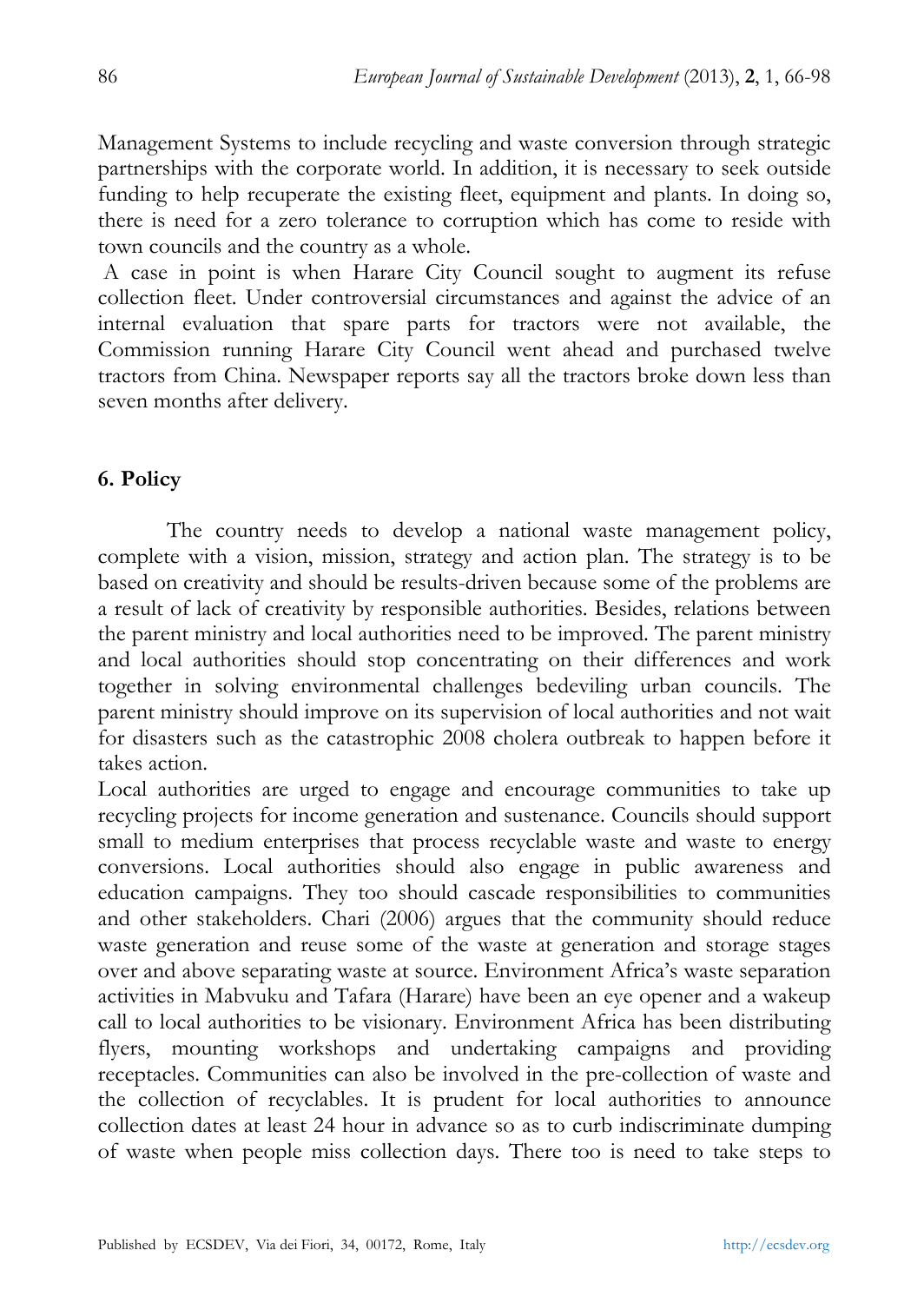Management Systems to include recycling and waste conversion through strategic partnerships with the corporate world. In addition, it is necessary to seek outside funding to help recuperate the existing fleet, equipment and plants. In doing so, there is need for a zero tolerance to corruption which has come to reside with town councils and the country as a whole.

A case in point is when Harare City Council sought to augment its refuse collection fleet. Under controversial circumstances and against the advice of an internal evaluation that spare parts for tractors were not available, the Commission running Harare City Council went ahead and purchased twelve tractors from China. Newspaper reports say all the tractors broke down less than seven months after delivery.

## 6. Policy

The country needs to develop a national waste management policy, complete with a vision, mission, strategy and action plan. The strategy is to be based on creativity and should be results-driven because some of the problems are a result of lack of creativity by responsible authorities. Besides, relations between the parent ministry and local authorities need to be improved. The parent ministry and local authorities should stop concentrating on their differences and work together in solving environmental challenges bedeviling urban councils. The parent ministry should improve on its supervision of local authorities and not wait for disasters such as the catastrophic 2008 cholera outbreak to happen before it takes action.

Local authorities are urged to engage and encourage communities to take up recycling projects for income generation and sustenance. Councils should support small to medium enterprises that process recyclable waste and waste to energy conversions. Local authorities should also engage in public awareness and education campaigns. They too should cascade responsibilities to communities and other stakeholders. Chari (2006) argues that the community should reduce waste generation and reuse some of the waste at generation and storage stages over and above separating waste at source. Environment Africa's waste separation activities in Mabvuku and Tafara (Harare) have been an eye opener and a wakeup call to local authorities to be visionary. Environment Africa has been distributing flyers, mounting workshops and undertaking campaigns and providing receptacles. Communities can also be involved in the pre-collection of waste and the collection of recyclables. It is prudent for local authorities to announce collection dates at least 24 hour in advance so as to curb indiscriminate dumping of waste when people miss collection days. There too is need to take steps to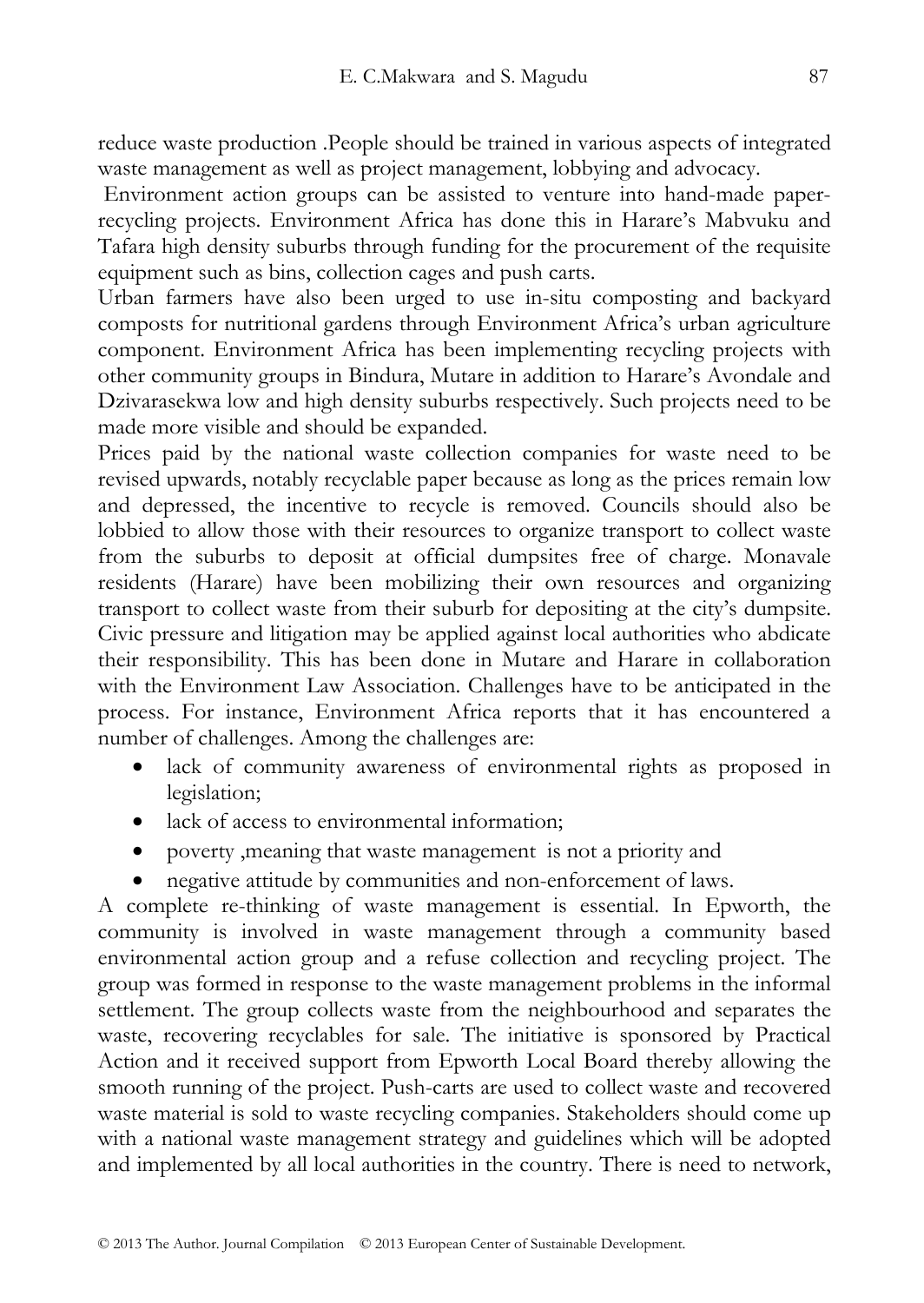reduce waste production .People should be trained in various aspects of integrated waste management as well as project management, lobbying and advocacy.

Environment action groups can be assisted to venture into hand-made paper-recycling projects. Environment Africa has done this in Harare's Mabvuku and Tafara high density suburbs through funding for the procurement of the requisite equipment such as bins, collection cages and push carts.

Urban farmers have also been urged to use in-situ composting and backyard composts for nutritional gardens through Environment Africa's urban agriculture component. Environment Africa has been implementing recycling projects with other community groups in Bindura, Mutare in addition to Harare's Avondale and Dzivarasekwa low and high density suburbs respectively. Such projects need to be made more visible and should be expanded.

Prices paid by the national waste collection companies for waste need to be revised upwards, notably recyclable paper because as long as the prices remain low and depressed, the incentive to recycle is removed. Councils should also be lobbied to allow those with their resources to organize transport to collect waste from the suburbs to deposit at official dumpsites free of charge. Monavale residents (Harare) have been mobilizing their own resources and organizing transport to collect waste from their suburb for depositing at the city's dumpsite. Civic pressure and litigation may be applied against local authorities who abdicate their responsibility. This has been done in Mutare and Harare in collaboration with the Environment Law Association. Challenges have to be anticipated in the process. For instance, Environment Africa reports that it has encountered a number of challenges. Among the challenges are:

- lack of community awareness of environmental rights as proposed in legislation;
- lack of access to environmental information;
- poverty ,meaning that waste management is not a priority and
- negative attitude by communities and non-enforcement of laws.

A complete re-thinking of waste management is essential. In Epworth, the community is involved in waste management through a community based environmental action group and a refuse collection and recycling project. The group was formed in response to the waste management problems in the informal settlement. The group collects waste from the neighbourhood and separates the waste, recovering recyclables for sale. The initiative is sponsored by Practical Action and it received support from Epworth Local Board thereby allowing the smooth running of the project. Push-carts are used to collect waste and recovered waste material is sold to waste recycling companies. Stakeholders should come up with a national waste management strategy and guidelines which will be adopted and implemented by all local authorities in the country. There is need to network,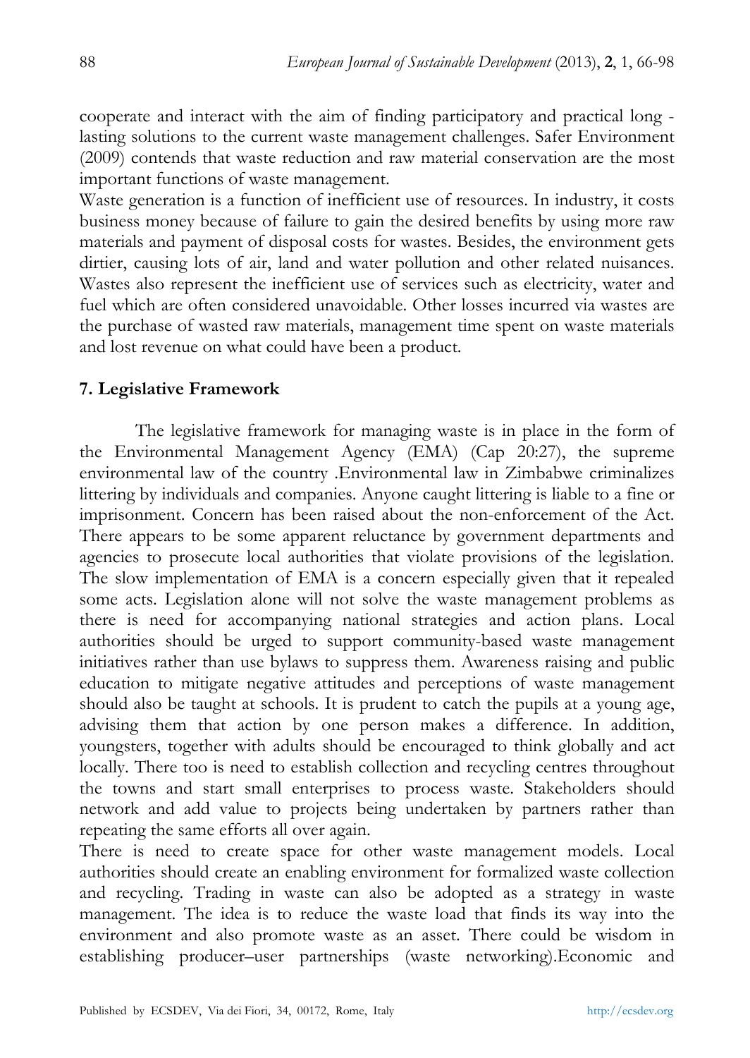cooperate and interact with the aim of finding participatory and practical long - lasting solutions to the current waste management challenges. Safer Environment (2009) contends that waste reduction and raw material conservation are the most important functions of waste management.

Waste generation is a function of inefficient use of resources. In industry, it costs business money because of failure to gain the desired benefits by using more raw materials and payment of disposal costs for wastes. Besides, the environment gets dirtier, causing lots of air, land and water pollution and other related nuisances. Wastes also represent the inefficient use of services such as electricity, water and fuel which are often considered unavoidable. Other losses incurred via wastes are the purchase of wasted raw materials, management time spent on waste materials and lost revenue on what could have been a product.

## 7. Legislative Framework

The legislative framework for managing waste is in place in the form of the Environmental Management Agency (EMA) (Cap 20:27), the supreme environmental law of the country .Environmental law in Zimbabwe criminalizes littering by individuals and companies. Anyone caught littering is liable to a fine or imprisonment. Concern has been raised about the non-enforcement of the Act. There appears to be some apparent reluctance by government departments and agencies to prosecute local authorities that violate provisions of the legislation. The slow implementation of EMA is a concern especially given that it repealed some acts. Legislation alone will not solve the waste management problems as there is need for accompanying national strategies and action plans. Local authorities should be urged to support community-based waste management initiatives rather than use bylaws to suppress them. Awareness raising and public education to mitigate negative attitudes and perceptions of waste management should also be taught at schools. It is prudent to catch the pupils at a young age, advising them that action by one person makes a difference. In addition, youngsters, together with adults should be encouraged to think globally and act locally. There too is need to establish collection and recycling centres throughout the towns and start small enterprises to process waste. Stakeholders should network and add value to projects being undertaken by partners rather than repeating the same efforts all over again.

There is need to create space for other waste management models. Local authorities should create an enabling environment for formalized waste collection and recycling. Trading in waste can also be adopted as a strategy in waste management. The idea is to reduce the waste load that finds its way into the environment and also promote waste as an asset. There could be wisdom in establishing producer–user partnerships (waste networking).Economic and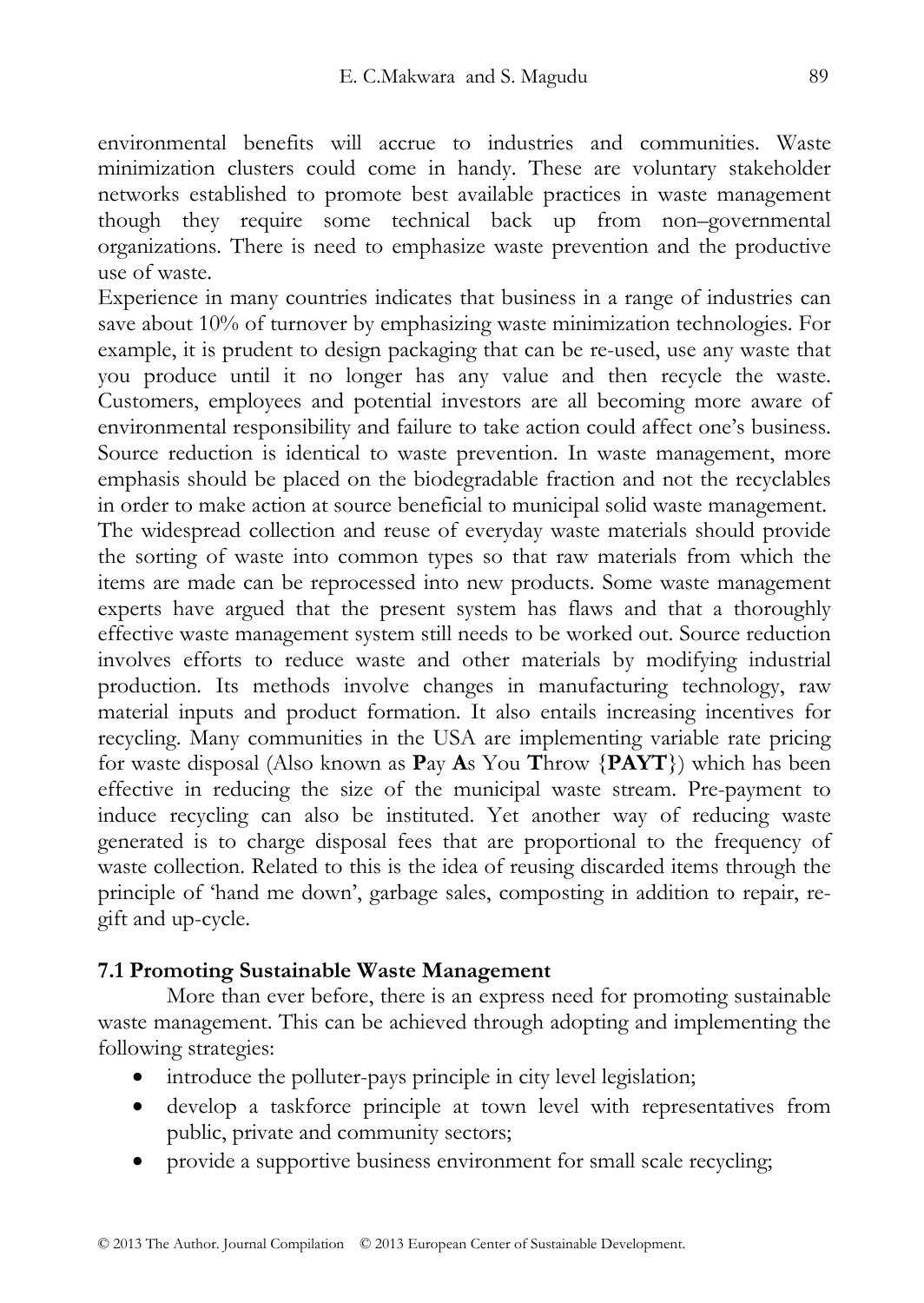environmental benefits will accrue to industries and communities. Waste minimization clusters could come in handy. These are voluntary stakeholder networks established to promote best available practices in waste management though they require some technical back up from non–governmental organizations. There is need to emphasize waste prevention and the productive use of waste.

Experience in many countries indicates that business in a range of industries can save about 10% of turnover by emphasizing waste minimization technologies. For example, it is prudent to design packaging that can be re-used, use any waste that you produce until it no longer has any value and then recycle the waste. Customers, employees and potential investors are all becoming more aware of environmental responsibility and failure to take action could affect one's business. Source reduction is identical to waste prevention. In waste management, more emphasis should be placed on the biodegradable fraction and not the recyclables in order to make action at source beneficial to municipal solid waste management. The widespread collection and reuse of everyday waste materials should provide the sorting of waste into common types so that raw materials from which the items are made can be reprocessed into new products. Some waste management experts have argued that the present system has flaws and that a thoroughly effective waste management system still needs to be worked out. Source reduction involves efforts to reduce waste and other materials by modifying industrial production. Its methods involve changes in manufacturing technology, raw material inputs and product formation. It also entails increasing incentives for recycling. Many communities in the USA are implementing variable rate pricing for waste disposal (Also known as **P**ay **A**s You **T**hrow {**PAYT**}) which has been effective in reducing the size of the municipal waste stream. Pre-payment to induce recycling can also be instituted. Yet another way of reducing waste generated is to charge disposal fees that are proportional to the frequency of waste collection. Related to this is the idea of reusing discarded items through the principle of 'hand me down', garbage sales, composting in addition to repair, re-gift and up-cycle.

### 7.1 Promoting Sustainable Waste Management

More than ever before, there is an express need for promoting sustainable waste management. This can be achieved through adopting and implementing the following strategies:

- introduce the polluter-pays principle in city level legislation;
- develop a taskforce principle at town level with representatives from public, private and community sectors;
- provide a supportive business environment for small scale recycling;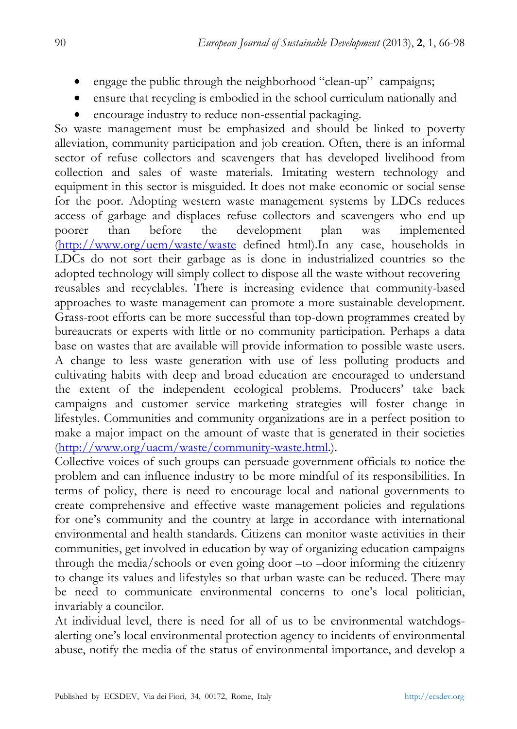- engage the public through the neighborhood "clean-up" campaigns;
- ensure that recycling is embodied in the school curriculum nationally and
- encourage industry to reduce non-essential packaging.

So waste management must be emphasized and should be linked to poverty alleviation, community participation and job creation. Often, there is an informal sector of refuse collectors and scavengers that has developed livelihood from collection and sales of waste materials. Imitating western technology and equipment in this sector is misguided. It does not make economic or social sense for the poor. Adopting western waste management systems by LDCs reduces access of garbage and displaces refuse collectors and scavengers who end up poorer than before the development plan was implemented (http://www.org/uem/waste/waste defined html).In any case, households in LDCs do not sort their garbage as is done in industrialized countries so the adopted technology will simply collect to dispose all the waste without recovering reusables and recyclables. There is increasing evidence that community-based approaches to waste management can promote a more sustainable development. Grass-root efforts can be more successful than top-down programmes created by bureaucrats or experts with little or no community participation. Perhaps a data base on wastes that are available will provide information to possible waste users. A change to less waste generation with use of less polluting products and cultivating habits with deep and broad education are encouraged to understand the extent of the independent ecological problems. Producers' take back campaigns and customer service marketing strategies will foster change in lifestyles. Communities and community organizations are in a perfect position to make a major impact on the amount of waste that is generated in their societies (http://www.org/uacm/waste/community-waste.html.).

Collective voices of such groups can persuade government officials to notice the problem and can influence industry to be more mindful of its responsibilities. In terms of policy, there is need to encourage local and national governments to create comprehensive and effective waste management policies and regulations for one's community and the country at large in accordance with international environmental and health standards. Citizens can monitor waste activities in their communities, get involved in education by way of organizing education campaigns through the media/schools or even going door –to –door informing the citizenry to change its values and lifestyles so that urban waste can be reduced. There may be need to communicate environmental concerns to one's local politician, invariably a councilor.

At individual level, there is need for all of us to be environmental watchdogs-alerting one's local environmental protection agency to incidents of environmental abuse, notify the media of the status of environmental importance, and develop a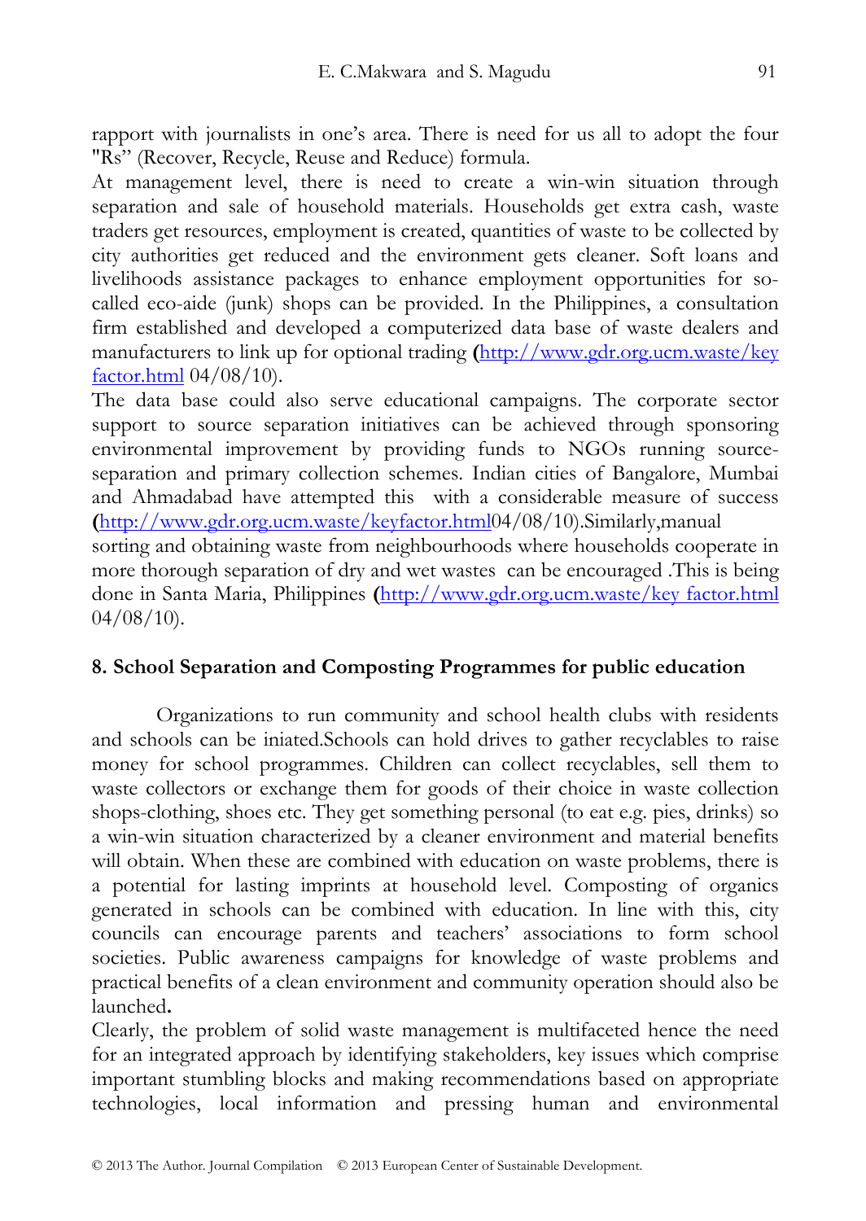rapport with journalists in one's area. There is need for us all to adopt the four "Rs" (Recover, Recycle, Reuse and Reduce) formula.

At management level, there is need to create a win-win situation through separation and sale of household materials. Households get extra cash, waste traders get resources, employment is created, quantities of waste to be collected by city authorities get reduced and the environment gets cleaner. Soft loans and livelihoods assistance packages to enhance employment opportunities for so-called eco-aide (junk) shops can be provided. In the Philippines, a consultation firm established and developed a computerized data base of waste dealers and manufacturers to link up for optional trading **(**[http://www.gdr.org.ucm.waste/key factor.html](http://www.gdr.org.ucm.waste/keyfactor.html) 04/08/10).

The data base could also serve educational campaigns. The corporate sector support to source separation initiatives can be achieved through sponsoring environmental improvement by providing funds to NGOs running source-separation and primary collection schemes. Indian cities of Bangalore, Mumbai and Ahmadabad have attempted this with a considerable measure of success **(**[http://www.gdr.org.ucm.waste/keyfactor.html](http://www.gdr.org.ucm.waste/keyfactor.html)04/08/10).Similarly,manual sorting and obtaining waste from neighbourhoods where households cooperate in more thorough separation of dry and wet wastes can be encouraged .This is being done in Santa Maria, Philippines **(**[http://www.gdr.org.ucm.waste/key factor.html](http://www.gdr.org.ucm.waste/keyfactor.html) 04/08/10).

## 8. School Separation and Composting Programmes for public education

Organizations to run community and school health clubs with residents and schools can be iniated.Schools can hold drives to gather recyclables to raise money for school programmes. Children can collect recyclables, sell them to waste collectors or exchange them for goods of their choice in waste collection shops-clothing, shoes etc. They get something personal (to eat e.g. pies, drinks) so a win-win situation characterized by a cleaner environment and material benefits will obtain. When these are combined with education on waste problems, there is a potential for lasting imprints at household level. Composting of organics generated in schools can be combined with education. In line with this, city councils can encourage parents and teachers' associations to form school societies. Public awareness campaigns for knowledge of waste problems and practical benefits of a clean environment and community operation should also be launched**.**

Clearly, the problem of solid waste management is multifaceted hence the need for an integrated approach by identifying stakeholders, key issues which comprise important stumbling blocks and making recommendations based on appropriate technologies, local information and pressing human and environmental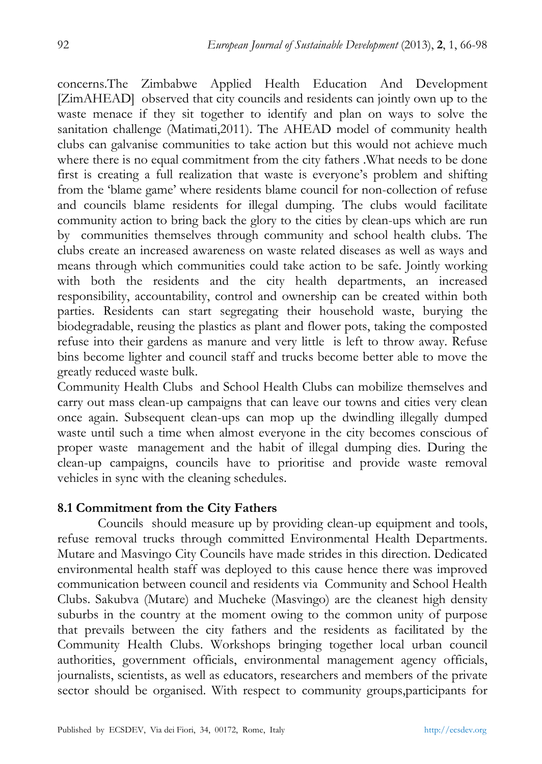concerns.The Zimbabwe Applied Health Education And Development [ZimAHEAD] observed that city councils and residents can jointly own up to the waste menace if they sit together to identify and plan on ways to solve the sanitation challenge (Matimati,2011). The AHEAD model of community health clubs can galvanise communities to take action but this would not achieve much where there is no equal commitment from the city fathers .What needs to be done first is creating a full realization that waste is everyone's problem and shifting from the 'blame game' where residents blame council for non-collection of refuse and councils blame residents for illegal dumping. The clubs would facilitate community action to bring back the glory to the cities by clean-ups which are run by communities themselves through community and school health clubs. The clubs create an increased awareness on waste related diseases as well as ways and means through which communities could take action to be safe. Jointly working with both the residents and the city health departments, an increased responsibility, accountability, control and ownership can be created within both parties. Residents can start segregating their household waste, burying the biodegradable, reusing the plastics as plant and flower pots, taking the composted refuse into their gardens as manure and very little is left to throw away. Refuse bins become lighter and council staff and trucks become better able to move the greatly reduced waste bulk.

Community Health Clubs and School Health Clubs can mobilize themselves and carry out mass clean-up campaigns that can leave our towns and cities very clean once again. Subsequent clean-ups can mop up the dwindling illegally dumped waste until such a time when almost everyone in the city becomes conscious of proper waste management and the habit of illegal dumping dies. During the clean-up campaigns, councils have to prioritise and provide waste removal vehicles in sync with the cleaning schedules.

### 8.1 Commitment from the City Fathers

Councils should measure up by providing clean-up equipment and tools, refuse removal trucks through committed Environmental Health Departments. Mutare and Masvingo City Councils have made strides in this direction. Dedicated environmental health staff was deployed to this cause hence there was improved communication between council and residents via Community and School Health Clubs. Sakubva (Mutare) and Mucheke (Masvingo) are the cleanest high density suburbs in the country at the moment owing to the common unity of purpose that prevails between the city fathers and the residents as facilitated by the Community Health Clubs. Workshops bringing together local urban council authorities, government officials, environmental management agency officials, journalists, scientists, as well as educators, researchers and members of the private sector should be organised. With respect to community groups,participants for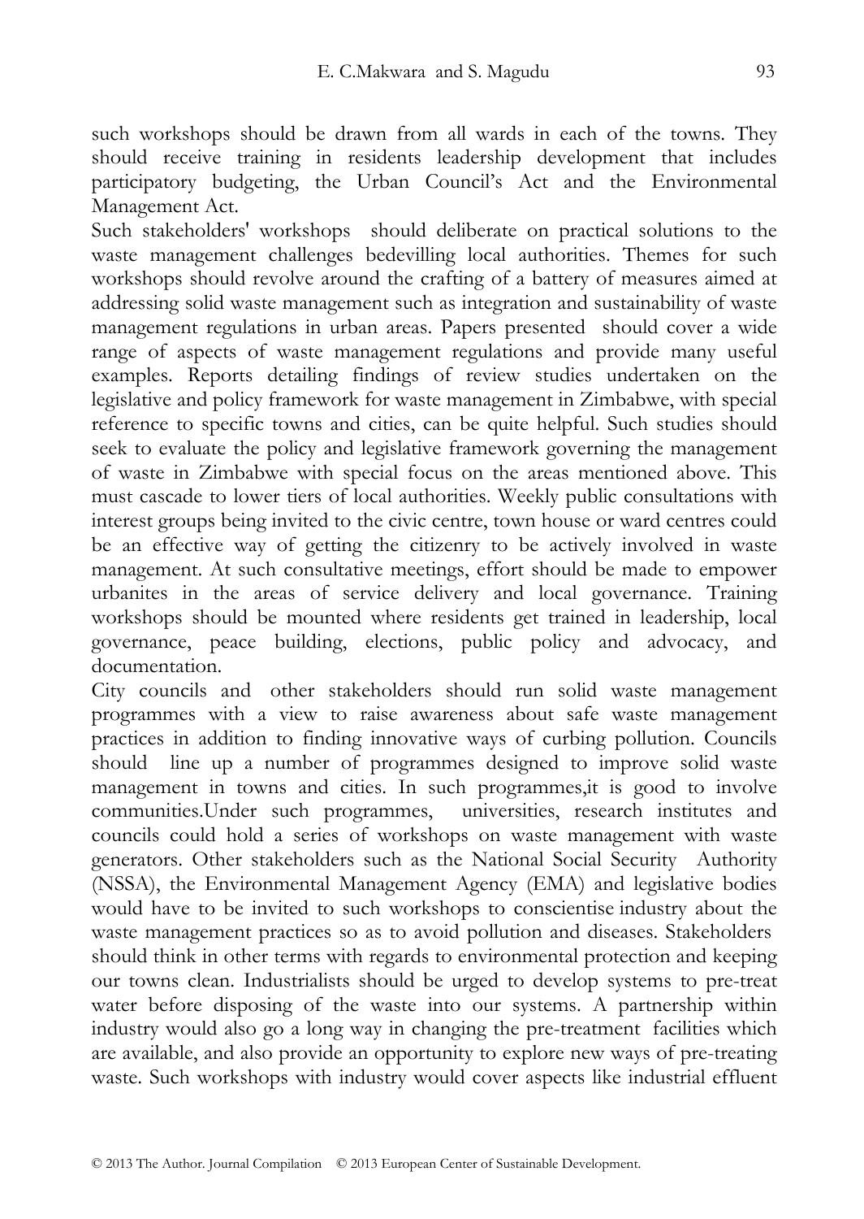such workshops should be drawn from all wards in each of the towns. They should receive training in residents leadership development that includes participatory budgeting, the Urban Council's Act and the Environmental Management Act.

Such stakeholders' workshops should deliberate on practical solutions to the waste management challenges bedevilling local authorities. Themes for such workshops should revolve around the crafting of a battery of measures aimed at addressing solid waste management such as integration and sustainability of waste management regulations in urban areas. Papers presented should cover a wide range of aspects of waste management regulations and provide many useful examples. Reports detailing findings of review studies undertaken on the legislative and policy framework for waste management in Zimbabwe, with special reference to specific towns and cities, can be quite helpful. Such studies should seek to evaluate the policy and legislative framework governing the management of waste in Zimbabwe with special focus on the areas mentioned above. This must cascade to lower tiers of local authorities. Weekly public consultations with interest groups being invited to the civic centre, town house or ward centres could be an effective way of getting the citizenry to be actively involved in waste management. At such consultative meetings, effort should be made to empower urbanites in the areas of service delivery and local governance. Training workshops should be mounted where residents get trained in leadership, local governance, peace building, elections, public policy and advocacy, and documentation.

City councils and other stakeholders should run solid waste management programmes with a view to raise awareness about safe waste management practices in addition to finding innovative ways of curbing pollution. Councils should line up a number of programmes designed to improve solid waste management in towns and cities. In such programmes,it is good to involve communities.Under such programmes, universities, research institutes and councils could hold a series of workshops on waste management with waste generators. Other stakeholders such as the National Social Security Authority (NSSA), the Environmental Management Agency (EMA) and legislative bodies would have to be invited to such workshops to conscientise industry about the waste management practices so as to avoid pollution and diseases. Stakeholders should think in other terms with regards to environmental protection and keeping our towns clean. Industrialists should be urged to develop systems to pre-treat water before disposing of the waste into our systems. A partnership within industry would also go a long way in changing the pre-treatment facilities which are available, and also provide an opportunity to explore new ways of pre-treating waste. Such workshops with industry would cover aspects like industrial effluent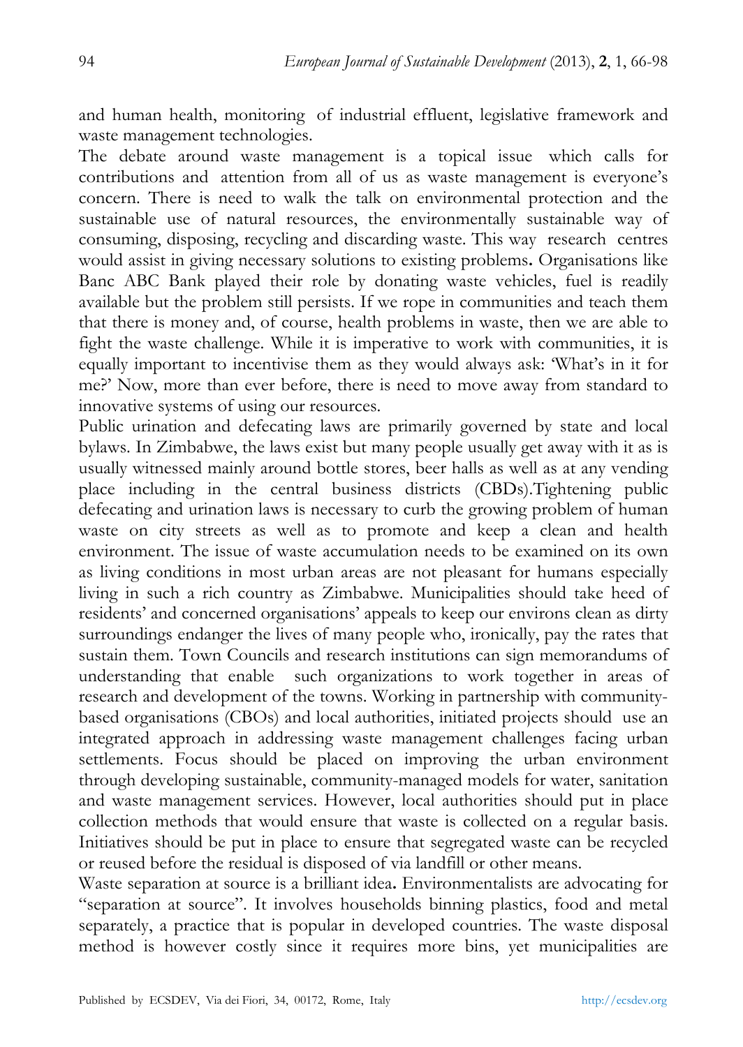and human health, monitoring of industrial effluent, legislative framework and waste management technologies.

The debate around waste management is a topical issue which calls for contributions and attention from all of us as waste management is everyone's concern. There is need to walk the talk on environmental protection and the sustainable use of natural resources, the environmentally sustainable way of consuming, disposing, recycling and discarding waste. This way research centres would assist in giving necessary solutions to existing problems**.** Organisations like Banc ABC Bank played their role by donating waste vehicles, fuel is readily available but the problem still persists. If we rope in communities and teach them that there is money and, of course, health problems in waste, then we are able to fight the waste challenge. While it is imperative to work with communities, it is equally important to incentivise them as they would always ask: 'What's in it for me?' Now, more than ever before, there is need to move away from standard to innovative systems of using our resources.

Public urination and defecating laws are primarily governed by state and local bylaws. In Zimbabwe, the laws exist but many people usually get away with it as is usually witnessed mainly around bottle stores, beer halls as well as at any vending place including in the central business districts (CBDs).Tightening public defecating and urination laws is necessary to curb the growing problem of human waste on city streets as well as to promote and keep a clean and health environment. The issue of waste accumulation needs to be examined on its own as living conditions in most urban areas are not pleasant for humans especially living in such a rich country as Zimbabwe. Municipalities should take heed of residents' and concerned organisations' appeals to keep our environs clean as dirty surroundings endanger the lives of many people who, ironically, pay the rates that sustain them. Town Councils and research institutions can sign memorandums of understanding that enable such organizations to work together in areas of research and development of the towns. Working in partnership with community-based organisations (CBOs) and local authorities, initiated projects should use an integrated approach in addressing waste management challenges facing urban settlements. Focus should be placed on improving the urban environment through developing sustainable, community-managed models for water, sanitation and waste management services. However, local authorities should put in place collection methods that would ensure that waste is collected on a regular basis. Initiatives should be put in place to ensure that segregated waste can be recycled or reused before the residual is disposed of via landfill or other means.

Waste separation at source is a brilliant idea**.** Environmentalists are advocating for "separation at source". It involves households binning plastics, food and metal separately, a practice that is popular in developed countries. The waste disposal method is however costly since it requires more bins, yet municipalities are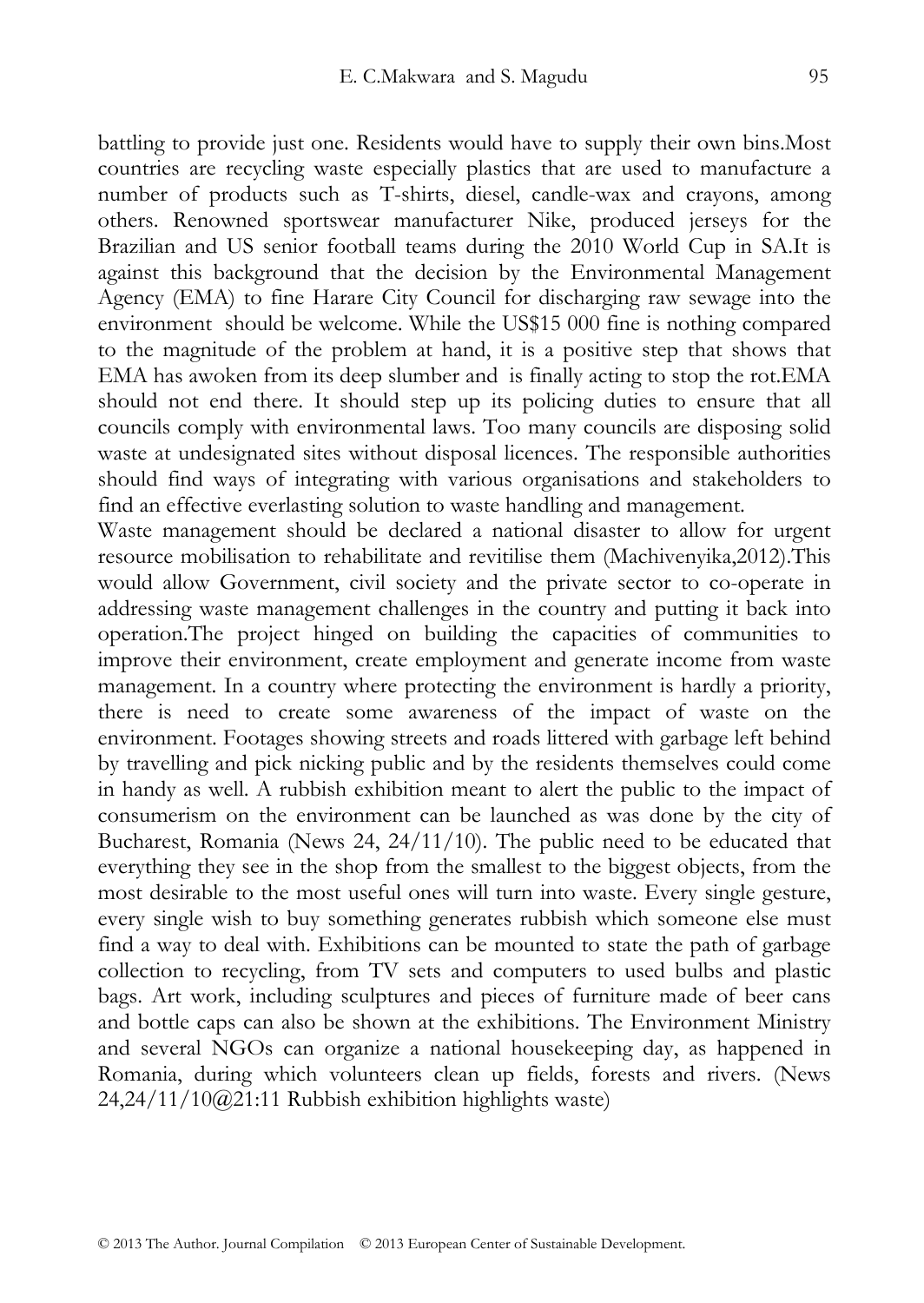battling to provide just one. Residents would have to supply their own bins.Most countries are recycling waste especially plastics that are used to manufacture a number of products such as T-shirts, diesel, candle-wax and crayons, among others. Renowned sportswear manufacturer Nike, produced jerseys for the Brazilian and US senior football teams during the 2010 World Cup in SA.It is against this background that the decision by the Environmental Management Agency (EMA) to fine Harare City Council for discharging raw sewage into the environment should be welcome. While the US$15 000 fine is nothing compared to the magnitude of the problem at hand, it is a positive step that shows that EMA has awoken from its deep slumber and is finally acting to stop the rot.EMA should not end there. It should step up its policing duties to ensure that all councils comply with environmental laws. Too many councils are disposing solid waste at undesignated sites without disposal licences. The responsible authorities should find ways of integrating with various organisations and stakeholders to find an effective everlasting solution to waste handling and management.

Waste management should be declared a national disaster to allow for urgent resource mobilisation to rehabilitate and revitilise them (Machivenyika,2012).This would allow Government, civil society and the private sector to co-operate in addressing waste management challenges in the country and putting it back into operation.The project hinged on building the capacities of communities to improve their environment, create employment and generate income from waste management. In a country where protecting the environment is hardly a priority, there is need to create some awareness of the impact of waste on the environment. Footages showing streets and roads littered with garbage left behind by travelling and pick nicking public and by the residents themselves could come in handy as well. A rubbish exhibition meant to alert the public to the impact of consumerism on the environment can be launched as was done by the city of Bucharest, Romania (News 24, 24/11/10). The public need to be educated that everything they see in the shop from the smallest to the biggest objects, from the most desirable to the most useful ones will turn into waste. Every single gesture, every single wish to buy something generates rubbish which someone else must find a way to deal with. Exhibitions can be mounted to state the path of garbage collection to recycling, from TV sets and computers to used bulbs and plastic bags. Art work, including sculptures and pieces of furniture made of beer cans and bottle caps can also be shown at the exhibitions. The Environment Ministry and several NGOs can organize a national housekeeping day, as happened in Romania, during which volunteers clean up fields, forests and rivers. (News 24,24/11/10@21:11 Rubbish exhibition highlights waste)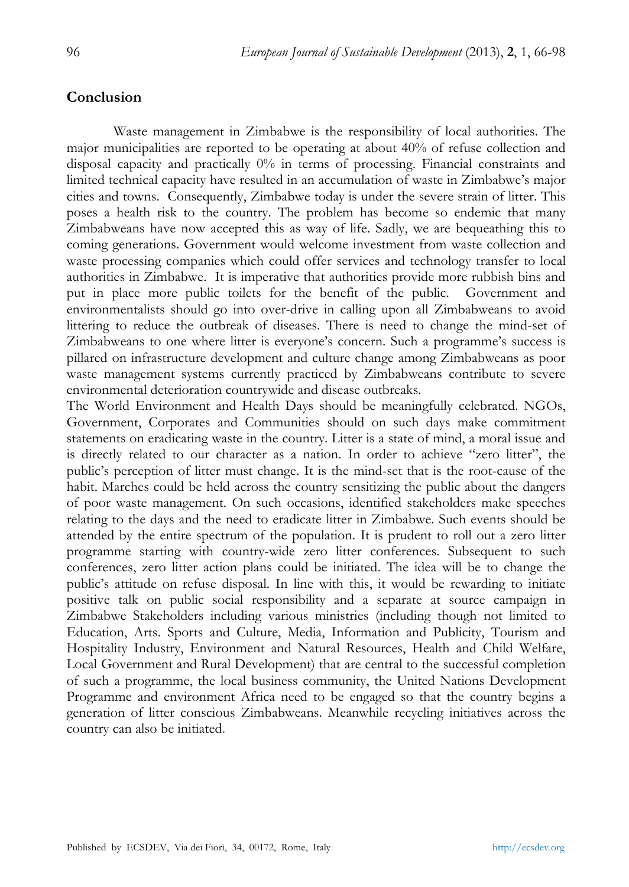## Conclusion

Waste management in Zimbabwe is the responsibility of local authorities. The major municipalities are reported to be operating at about 40% of refuse collection and disposal capacity and practically 0% in terms of processing. Financial constraints and limited technical capacity have resulted in an accumulation of waste in Zimbabwe's major cities and towns. Consequently, Zimbabwe today is under the severe strain of litter. This poses a health risk to the country. The problem has become so endemic that many Zimbabweans have now accepted this as way of life. Sadly, we are bequeathing this to coming generations. Government would welcome investment from waste collection and waste processing companies which could offer services and technology transfer to local authorities in Zimbabwe. It is imperative that authorities provide more rubbish bins and put in place more public toilets for the benefit of the public. Government and environmentalists should go into over-drive in calling upon all Zimbabweans to avoid littering to reduce the outbreak of diseases. There is need to change the mind-set of Zimbabweans to one where litter is everyone's concern. Such a programme's success is pillared on infrastructure development and culture change among Zimbabweans as poor waste management systems currently practiced by Zimbabweans contribute to severe environmental deterioration countrywide and disease outbreaks.

The World Environment and Health Days should be meaningfully celebrated. NGOs, Government, Corporates and Communities should on such days make commitment statements on eradicating waste in the country. Litter is a state of mind, a moral issue and is directly related to our character as a nation. In order to achieve "zero litter", the public's perception of litter must change. It is the mind-set that is the root-cause of the habit. Marches could be held across the country sensitizing the public about the dangers of poor waste management. On such occasions, identified stakeholders make speeches relating to the days and the need to eradicate litter in Zimbabwe. Such events should be attended by the entire spectrum of the population. It is prudent to roll out a zero litter programme starting with country-wide zero litter conferences. Subsequent to such conferences, zero litter action plans could be initiated. The idea will be to change the public's attitude on refuse disposal. In line with this, it would be rewarding to initiate positive talk on public social responsibility and a separate at source campaign in Zimbabwe Stakeholders including various ministries (including though not limited to Education, Arts. Sports and Culture, Media, Information and Publicity, Tourism and Hospitality Industry, Environment and Natural Resources, Health and Child Welfare, Local Government and Rural Development) that are central to the successful completion of such a programme, the local business community, the United Nations Development Programme and environment Africa need to be engaged so that the country begins a generation of litter conscious Zimbabweans. Meanwhile recycling initiatives across the country can also be initiated.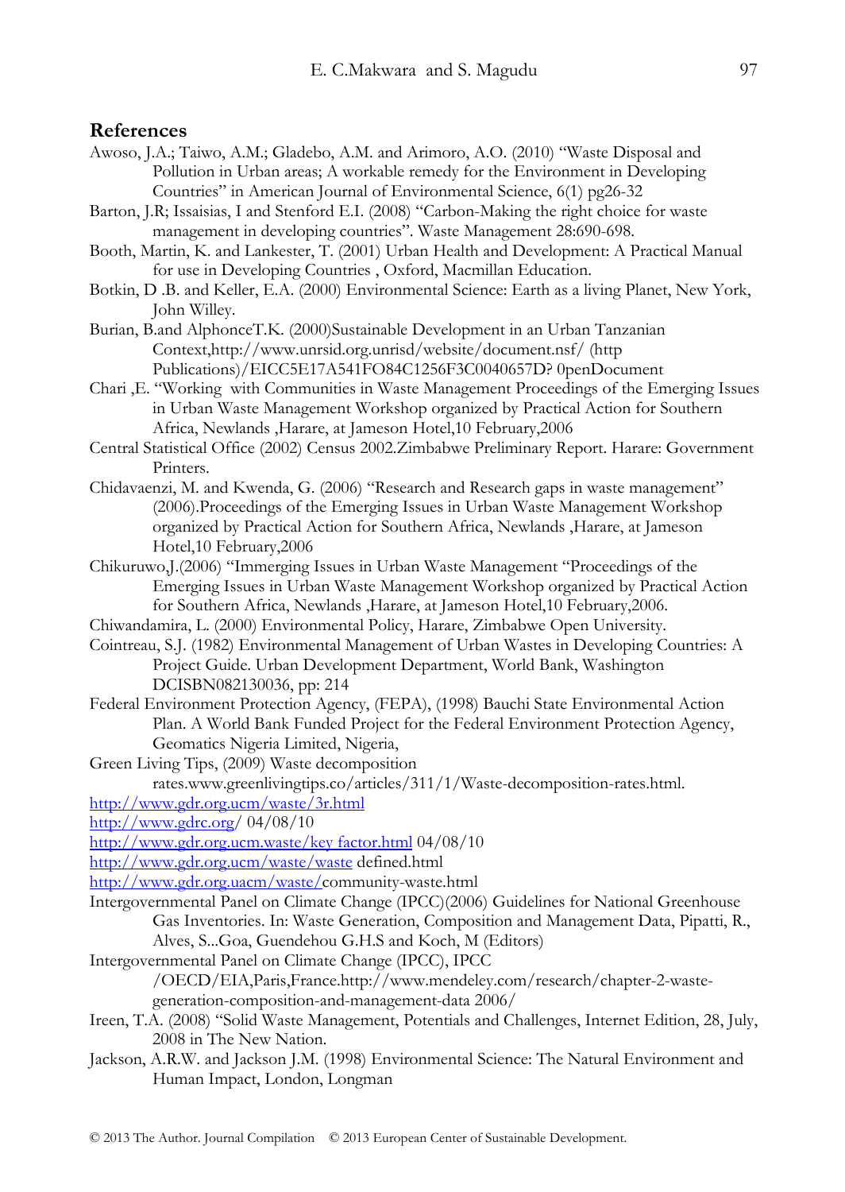## References

Awoso, J.A.; Taiwo, A.M.; Gladebo, A.M. and Arimoro, A.O. (2010) "Waste Disposal and Pollution in Urban areas; A workable remedy for the Environment in Developing Countries" in American Journal of Environmental Science, 6(1) pg26-32

Barton, J.R; Issaisias, I and Stenford E.I. (2008) "Carbon-Making the right choice for waste management in developing countries". Waste Management 28:690-698.

Booth, Martin, K. and Lankester, T. (2001) Urban Health and Development: A Practical Manual for use in Developing Countries , Oxford, Macmillan Education.

Botkin, D .B. and Keller, E.A. (2000) Environmental Science: Earth as a living Planet, New York, John Willey.

Burian, B.and AlphonceT.K. (2000)Sustainable Development in an Urban Tanzanian Context,http://www.unrsid.org.unrisd/website/document.nsf/ (http Publications)/EICC5E17A541FO84C1256F3C0040657D? 0penDocument

Chari ,E. "Working with Communities in Waste Management Proceedings of the Emerging Issues in Urban Waste Management Workshop organized by Practical Action for Southern Africa, Newlands ,Harare, at Jameson Hotel,10 February,2006

Central Statistical Office (2002) Census 2002.Zimbabwe Preliminary Report. Harare: Government Printers.

Chidavaenzi, M. and Kwenda, G. (2006) "Research and Research gaps in waste management" (2006).Proceedings of the Emerging Issues in Urban Waste Management Workshop organized by Practical Action for Southern Africa, Newlands ,Harare, at Jameson Hotel,10 February,2006

Chikuruwo,J.(2006) "Immerging Issues in Urban Waste Management "Proceedings of the Emerging Issues in Urban Waste Management Workshop organized by Practical Action for Southern Africa, Newlands ,Harare, at Jameson Hotel,10 February,2006.

Chiwandamira, L. (2000) Environmental Policy, Harare, Zimbabwe Open University.

Cointreau, S.J. (1982) Environmental Management of Urban Wastes in Developing Countries: A Project Guide. Urban Development Department, World Bank, Washington DCISBN082130036, pp: 214

Federal Environment Protection Agency, (FEPA), (1998) Bauchi State Environmental Action Plan. A World Bank Funded Project for the Federal Environment Protection Agency, Geomatics Nigeria Limited, Nigeria,

Green Living Tips, (2009) Waste decomposition rates.www.greenlivingtips.co/articles/311/1/Waste-decomposition-rates.html.

http://www.gdr.org.ucm/waste/3r.html

http://www.gdrc.org/ 04/08/10

http://www.gdr.org.ucm.waste/key factor.html 04/08/10

http://www.gdr.org.ucm/waste/waste defined.html

http://www.gdr.org.uacm/waste/community-waste.html

Intergovernmental Panel on Climate Change (IPCC)(2006) Guidelines for National Greenhouse Gas Inventories. In: Waste Generation, Composition and Management Data, Pipatti, R., Alves, S...Goa, Guendehou G.H.S and Koch, M (Editors)

Intergovernmental Panel on Climate Change (IPCC), IPCC /OECD/EIA,Paris,France.http://www.mendeley.com/research/chapter-2-waste-generation-composition-and-management-data 2006/

Ireen, T.A. (2008) "Solid Waste Management, Potentials and Challenges, Internet Edition, 28, July, 2008 in The New Nation.

Jackson, A.R.W. and Jackson J.M. (1998) Environmental Science: The Natural Environment and Human Impact, London, Longman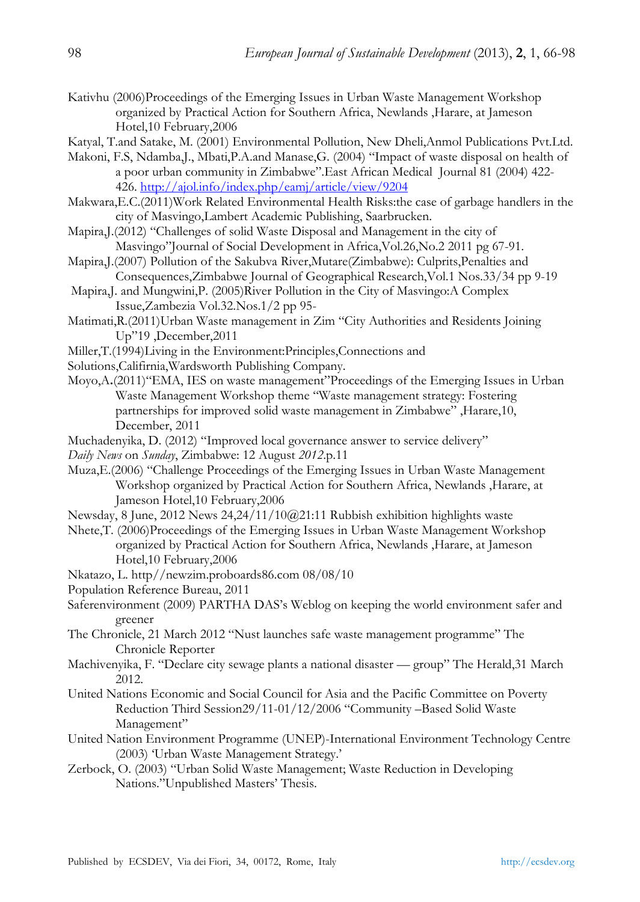Kativhu (2006)Proceedings of the Emerging Issues in Urban Waste Management Workshop organized by Practical Action for Southern Africa, Newlands ,Harare, at Jameson Hotel,10 February,2006

Katyal, T.and Satake, M. (2001) Environmental Pollution, New Dheli,Anmol Publications Pvt.Ltd.

Makoni, F.S, Ndamba,J., Mbati,P.A.and Manase,G. (2004) "Impact of waste disposal on health of a poor urban community in Zimbabwe".East African Medical Journal 81 (2004) 422-426. http://ajol.info/index.php/eamj/article/view/9204

Makwara,E.C.(2011)Work Related Environmental Health Risks:the case of garbage handlers in the city of Masvingo,Lambert Academic Publishing, Saarbrucken.

Mapira,J.(2012) "Challenges of solid Waste Disposal and Management in the city of Masvingo"Journal of Social Development in Africa,Vol.26,No.2 2011 pg 67-91.

Mapira,J.(2007) Pollution of the Sakubva River,Mutare(Zimbabwe): Culprits,Penalties and Consequences,Zimbabwe Journal of Geographical Research,Vol.1 Nos.33/34 pp 9-19

Mapira,J. and Mungwini,P. (2005)River Pollution in the City of Masvingo:A Complex Issue,Zambezia Vol.32.Nos.1/2 pp 95-

Matimati,R.(2011)Urban Waste management in Zim "City Authorities and Residents Joining Up"19 ,December,2011

Miller,T.(1994)Living in the Environment:Principles,Connections and Solutions,Califirnia,Wardsworth Publishing Company.

Moyo,A.(2011)"EMA, IES on waste management"Proceedings of the Emerging Issues in Urban Waste Management Workshop theme "Waste management strategy: Fostering partnerships for improved solid waste management in Zimbabwe" ,Harare,10, December, 2011

Muchadenyika, D. (2012) "Improved local governance answer to service delivery" *Daily News* on *Sunday*, Zimbabwe: 12 August *2012*.p.11

Muza,E.(2006) "Challenge Proceedings of the Emerging Issues in Urban Waste Management Workshop organized by Practical Action for Southern Africa, Newlands ,Harare, at Jameson Hotel,10 February,2006

Newsday, 8 June, 2012 News 24,24/11/10@21:11 Rubbish exhibition highlights waste

Nhete,T. (2006)Proceedings of the Emerging Issues in Urban Waste Management Workshop organized by Practical Action for Southern Africa, Newlands ,Harare, at Jameson Hotel,10 February,2006

Nkatazo, L. http//newzim.proboards86.com 08/08/10

Population Reference Bureau, 2011

Saferenvironment (2009) PARTHA DAS's Weblog on keeping the world environment safer and greener

The Chronicle, 21 March 2012 "Nust launches safe waste management programme" The Chronicle Reporter

Machivenyika, F. "Declare city sewage plants a national disaster — group" The Herald,31 March 2012.

United Nations Economic and Social Council for Asia and the Pacific Committee on Poverty Reduction Third Session29/11-01/12/2006 "Community –Based Solid Waste Management"

United Nation Environment Programme (UNEP)-International Environment Technology Centre (2003) 'Urban Waste Management Strategy.'

Zerbock, O. (2003) "Urban Solid Waste Management; Waste Reduction in Developing Nations."Unpublished Masters' Thesis.